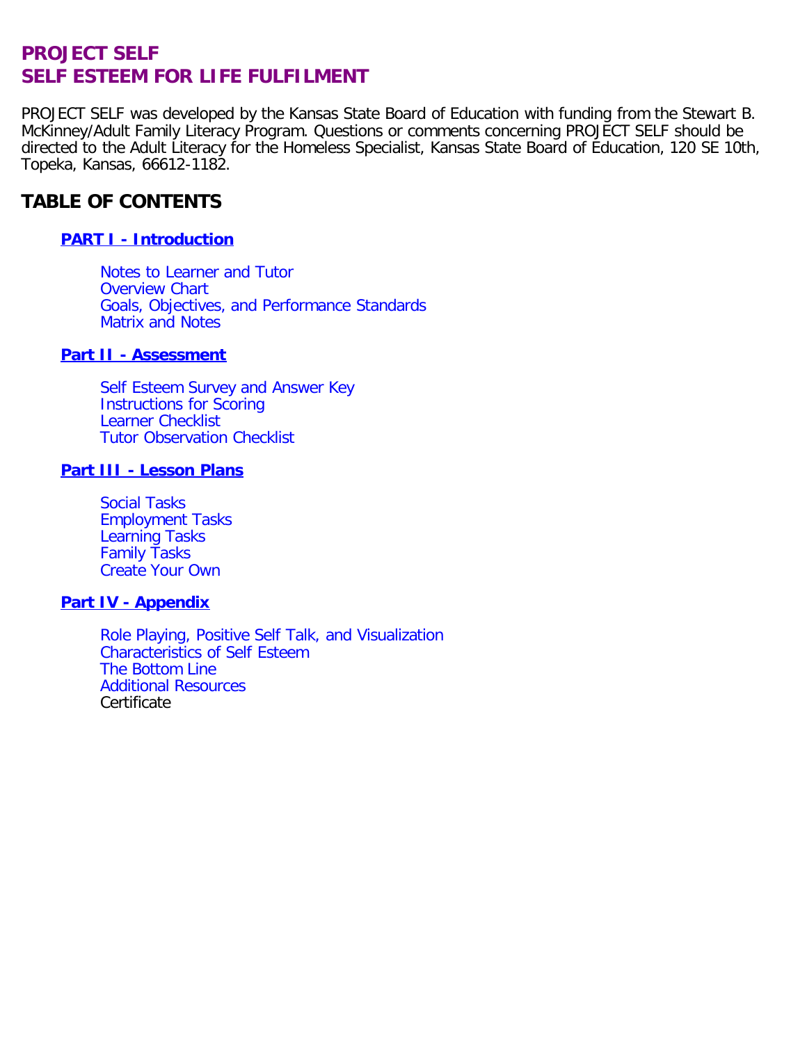# PROJECT SELF
# SELF ESTEEM FOR LIFE FULFILMENT

PROJECT SELF was developed by the Kansas State Board of Education with funding from the Stewart B. McKinney/Adult Family Literacy Program. Questions or comments concerning PROJECT SELF should be directed to the Adult Literacy for the Homeless Specialist, Kansas State Board of Education, 120 SE 10th, Topeka, Kansas, 66612-1182.

## TABLE OF CONTENTS

### PART I - Introduction

- Notes to Learner and Tutor
- Overview Chart
- Goals, Objectives, and Performance Standards
- Matrix and Notes

### Part II - Assessment

- Self Esteem Survey and Answer Key
- Instructions for Scoring
- Learner Checklist
- Tutor Observation Checklist

### Part III - Lesson Plans

- Social Tasks
- Employment Tasks
- Learning Tasks
- Family Tasks
- Create Your Own

### Part IV - Appendix

- Role Playing, Positive Self Talk, and Visualization
- Characteristics of Self Esteem
- The Bottom Line
- Additional Resources
- Certificate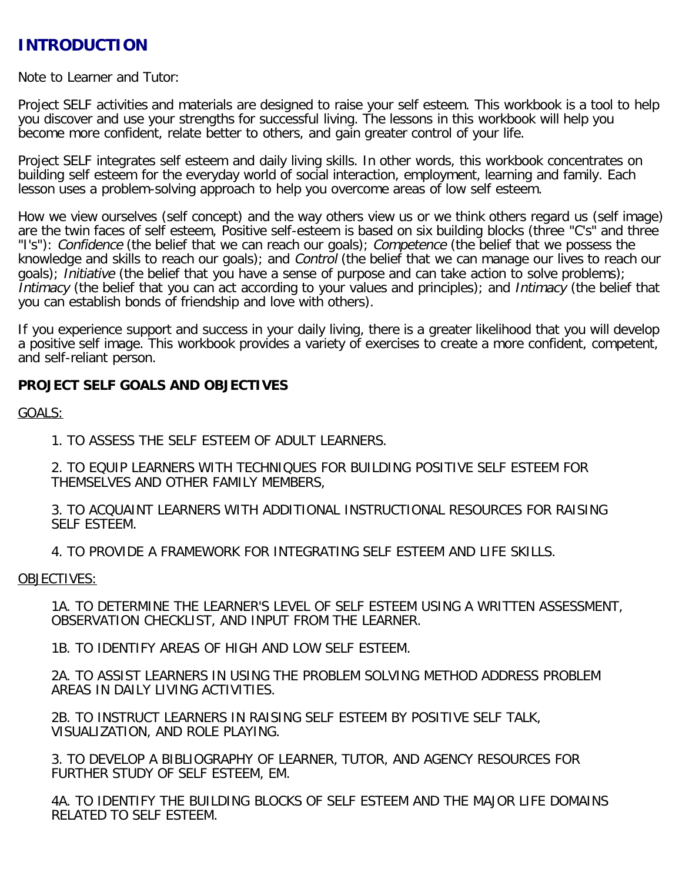# INTRODUCTION

Note to Learner and Tutor:

Project SELF activities and materials are designed to raise your self esteem. This workbook is a tool to help you discover and use your strengths for successful living. The lessons in this workbook will help you become more confident, relate better to others, and gain greater control of your life.

Project SELF integrates self esteem and daily living skills. In other words, this workbook concentrates on building self esteem for the everyday world of social interaction, employment, learning and family. Each lesson uses a problem-solving approach to help you overcome areas of low self esteem.

How we view ourselves (self concept) and the way others view us or we think others regard us (self image) are the twin faces of self esteem, Positive self-esteem is based on six building blocks (three "C's" and three "I's"): *Confidence* (the belief that we can reach our goals); *Competence* (the belief that we possess the knowledge and skills to reach our goals); and *Control* (the belief that we can manage our lives to reach our goals); *Initiative* (the belief that you have a sense of purpose and can take action to solve problems); *Intimacy* (the belief that you can act according to your values and principles); and *Intimacy* (the belief that you can establish bonds of friendship and love with others).

If you experience support and success in your daily living, there is a greater likelihood that you will develop a positive self image. This workbook provides a variety of exercises to create a more confident, competent, and self-reliant person.

**PROJECT SELF GOALS AND OBJECTIVES**

GOALS:

1. TO ASSESS THE SELF ESTEEM OF ADULT LEARNERS.

2. TO EQUIP LEARNERS WITH TECHNIQUES FOR BUILDING POSITIVE SELF ESTEEM FOR THEMSELVES AND OTHER FAMILY MEMBERS,

3. TO ACQUAINT LEARNERS WITH ADDITIONAL INSTRUCTIONAL RESOURCES FOR RAISING SELF ESTEEM.

4. TO PROVIDE A FRAMEWORK FOR INTEGRATING SELF ESTEEM AND LIFE SKILLS.

OBJECTIVES:

1A. TO DETERMINE THE LEARNER'S LEVEL OF SELF ESTEEM USING A WRITTEN ASSESSMENT, OBSERVATION CHECKLIST, AND INPUT FROM THE LEARNER.

1B. TO IDENTIFY AREAS OF HIGH AND LOW SELF ESTEEM.

2A. TO ASSIST LEARNERS IN USING THE PROBLEM SOLVING METHOD ADDRESS PROBLEM AREAS IN DAILY LIVING ACTIVITIES.

2B. TO INSTRUCT LEARNERS IN RAISING SELF ESTEEM BY POSITIVE SELF TALK, VISUALIZATION, AND ROLE PLAYING.

3. TO DEVELOP A BIBLIOGRAPHY OF LEARNER, TUTOR, AND AGENCY RESOURCES FOR FURTHER STUDY OF SELF ESTEEM, EM.

4A. TO IDENTIFY THE BUILDING BLOCKS OF SELF ESTEEM AND THE MAJOR LIFE DOMAINS RELATED TO SELF ESTEEM.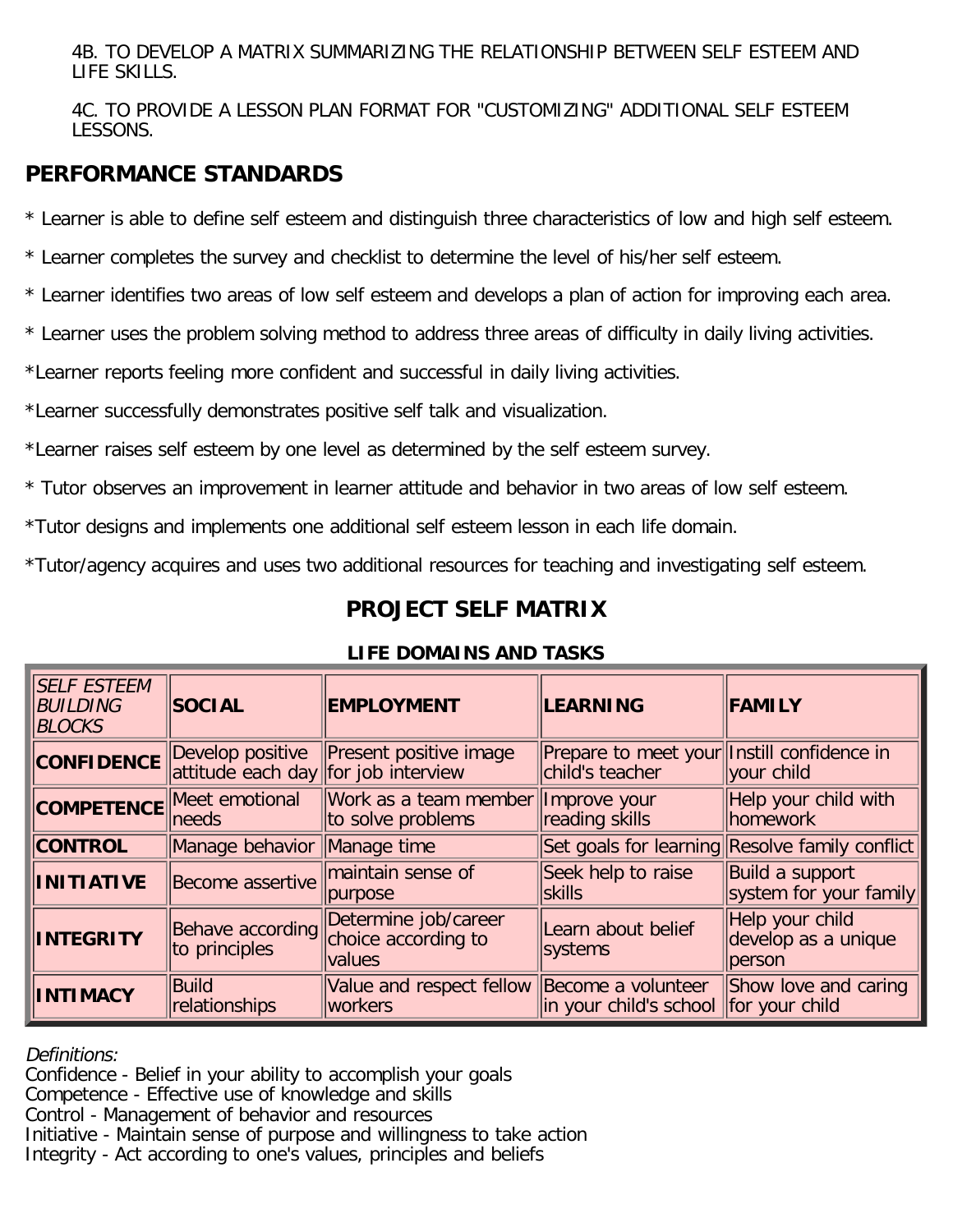4B. TO DEVELOP A MATRIX SUMMARIZING THE RELATIONSHIP BETWEEN SELF ESTEEM AND LIFE SKILLS.

4C. TO PROVIDE A LESSON PLAN FORMAT FOR "CUSTOMIZING" ADDITIONAL SELF ESTEEM LESSONS.

## PERFORMANCE STANDARDS

* Learner is able to define self esteem and distinguish three characteristics of low and high self esteem.

* Learner completes the survey and checklist to determine the level of his/her self esteem.

* Learner identifies two areas of low self esteem and develops a plan of action for improving each area.

* Learner uses the problem solving method to address three areas of difficulty in daily living activities.

*Learner reports feeling more confident and successful in daily living activities.

*Learner successfully demonstrates positive self talk and visualization.

*Learner raises self esteem by one level as determined by the self esteem survey.

* Tutor observes an improvement in learner attitude and behavior in two areas of low self esteem.

*Tutor designs and implements one additional self esteem lesson in each life domain.

*Tutor/agency acquires and uses two additional resources for teaching and investigating self esteem.

## PROJECT SELF MATRIX

### LIFE DOMAINS AND TASKS

| *SELF ESTEEM BUILDING BLOCKS* | **SOCIAL** | **EMPLOYMENT** | **LEARNING** | **FAMILY** |
|---|---|---|---|---|
| **CONFIDENCE** | Develop positive attitude each day | Present positive image for job interview | Prepare to meet your child's teacher | Instill confidence in your child |
| **COMPETENCE** | Meet emotional needs | Work as a team member to solve problems | Improve your reading skills | Help your child with homework |
| **CONTROL** | Manage behavior | Manage time | Set goals for learning | Resolve family conflict |
| **INITIATIVE** | Become assertive | maintain sense of purpose | Seek help to raise skills | Build a support system for your family |
| **INTEGRITY** | Behave according to principles | Determine job/career choice according to values | Learn about belief systems | Help your child develop as a unique person |
| **INTIMACY** | Build relationships | Value and respect fellow workers | Become a volunteer in your child's school | Show love and caring for your child |

*Definitions:*
Confidence - Belief in your ability to accomplish your goals
Competence - Effective use of knowledge and skills
Control - Management of behavior and resources
Initiative - Maintain sense of purpose and willingness to take action
Integrity - Act according to one's values, principles and beliefs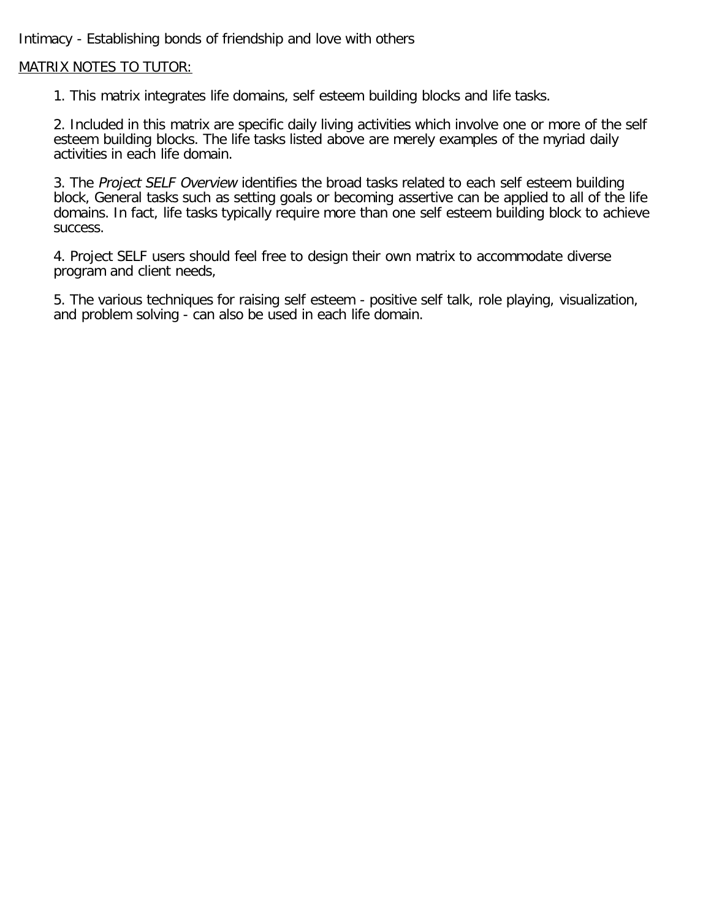Intimacy - Establishing bonds of friendship and love with others

MATRIX NOTES TO TUTOR:

1. This matrix integrates life domains, self esteem building blocks and life tasks.

2. Included in this matrix are specific daily living activities which involve one or more of the self esteem building blocks. The life tasks listed above are merely examples of the myriad daily activities in each life domain.

3. The *Project SELF Overview* identifies the broad tasks related to each self esteem building block, General tasks such as setting goals or becoming assertive can be applied to all of the life domains. In fact, life tasks typically require more than one self esteem building block to achieve success.

4. Project SELF users should feel free to design their own matrix to accommodate diverse program and client needs,

5. The various techniques for raising self esteem - positive self talk, role playing, visualization, and problem solving - can also be used in each life domain.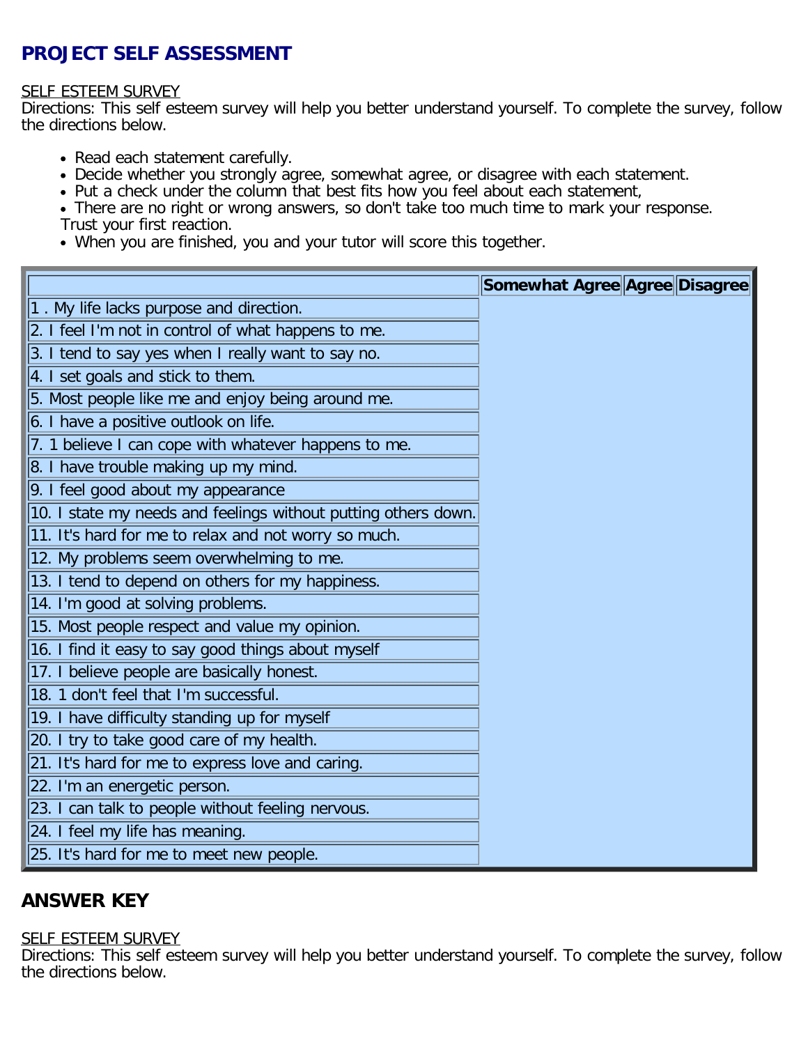# PROJECT SELF ASSESSMENT

SELF ESTEEM SURVEY
Directions: This self esteem survey will help you better understand yourself. To complete the survey, follow the directions below.

- Read each statement carefully.
- Decide whether you strongly agree, somewhat agree, or disagree with each statement.
- Put a check under the column that best fits how you feel about each statement,
- There are no right or wrong answers, so don't take too much time to mark your response. Trust your first reaction.
- When you are finished, you and your tutor will score this together.

| | Somewhat Agree | Agree | Disagree |
|---|---|---|---|
| 1 . My life lacks purpose and direction. | | | |
| 2. I feel I'm not in control of what happens to me. | | | |
| 3. I tend to say yes when I really want to say no. | | | |
| 4. I set goals and stick to them. | | | |
| 5. Most people like me and enjoy being around me. | | | |
| 6. I have a positive outlook on life. | | | |
| 7. 1 believe I can cope with whatever happens to me. | | | |
| 8. I have trouble making up my mind. | | | |
| 9. I feel good about my appearance | | | |
| 10. I state my needs and feelings without putting others down. | | | |
| 11. It's hard for me to relax and not worry so much. | | | |
| 12. My problems seem overwhelming to me. | | | |
| 13. I tend to depend on others for my happiness. | | | |
| 14. I'm good at solving problems. | | | |
| 15. Most people respect and value my opinion. | | | |
| 16. I find it easy to say good things about myself | | | |
| 17. I believe people are basically honest. | | | |
| 18. 1 don't feel that I'm successful. | | | |
| 19. I have difficulty standing up for myself | | | |
| 20. I try to take good care of my health. | | | |
| 21. It's hard for me to express love and caring. | | | |
| 22. I'm an energetic person. | | | |
| 23. I can talk to people without feeling nervous. | | | |
| 24. I feel my life has meaning. | | | |
| 25. It's hard for me to meet new people. | | | |

## ANSWER KEY

SELF ESTEEM SURVEY
Directions: This self esteem survey will help you better understand yourself. To complete the survey, follow the directions below.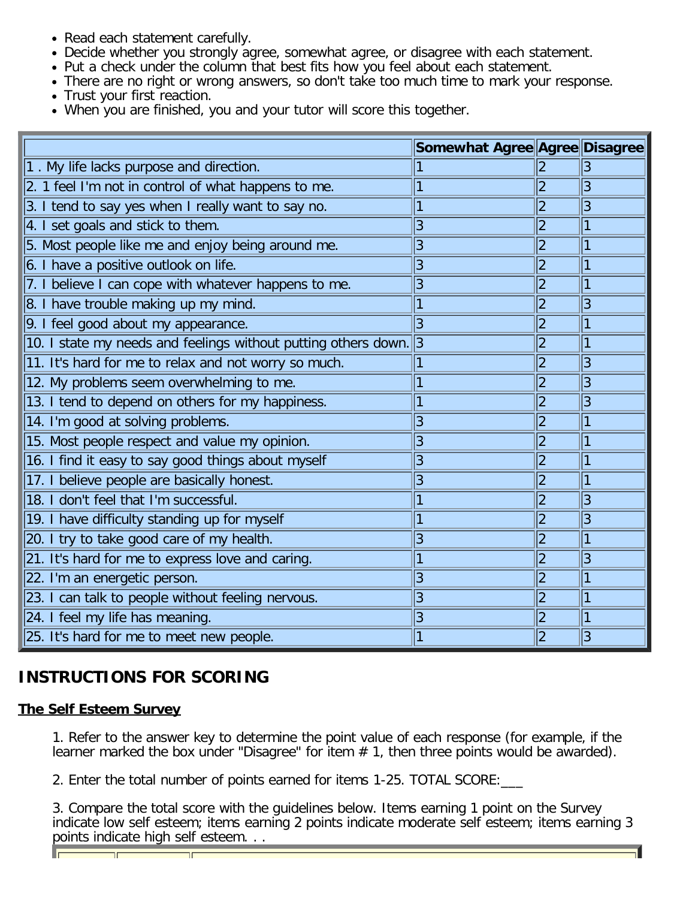- Read each statement carefully.
- Decide whether you strongly agree, somewhat agree, or disagree with each statement.
- Put a check under the column that best fits how you feel about each statement.
- There are no right or wrong answers, so don't take too much time to mark your response.
- Trust your first reaction.
- When you are finished, you and your tutor will score this together.

| | Somewhat Agree | Agree | Disagree |
|---|---|---|---|
| 1 . My life lacks purpose and direction. | 1 | 2 | 3 |
| 2. 1 feel I'm not in control of what happens to me. | 1 | 2 | 3 |
| 3. I tend to say yes when I really want to say no. | 1 | 2 | 3 |
| 4. I set goals and stick to them. | 3 | 2 | 1 |
| 5. Most people like me and enjoy being around me. | 3 | 2 | 1 |
| 6. I have a positive outlook on life. | 3 | 2 | 1 |
| 7. I believe I can cope with whatever happens to me. | 3 | 2 | 1 |
| 8. I have trouble making up my mind. | 1 | 2 | 3 |
| 9. I feel good about my appearance. | 3 | 2 | 1 |
| 10. I state my needs and feelings without putting others down. | 3 | 2 | 1 |
| 11. It's hard for me to relax and not worry so much. | 1 | 2 | 3 |
| 12. My problems seem overwhelming to me. | 1 | 2 | 3 |
| 13. I tend to depend on others for my happiness. | 1 | 2 | 3 |
| 14. I'm good at solving problems. | 3 | 2 | 1 |
| 15. Most people respect and value my opinion. | 3 | 2 | 1 |
| 16. I find it easy to say good things about myself | 3 | 2 | 1 |
| 17. I believe people are basically honest. | 3 | 2 | 1 |
| 18. I don't feel that I'm successful. | 1 | 2 | 3 |
| 19. I have difficulty standing up for myself | 1 | 2 | 3 |
| 20. I try to take good care of my health. | 3 | 2 | 1 |
| 21. It's hard for me to express love and caring. | 1 | 2 | 3 |
| 22. I'm an energetic person. | 3 | 2 | 1 |
| 23. I can talk to people without feeling nervous. | 3 | 2 | 1 |
| 24. I feel my life has meaning. | 3 | 2 | 1 |
| 25. It's hard for me to meet new people. | 1 | 2 | 3 |

## INSTRUCTIONS FOR SCORING

**The Self Esteem Survey**

1. Refer to the answer key to determine the point value of each response (for example, if the learner marked the box under "Disagree" for item # 1, then three points would be awarded).

2. Enter the total number of points earned for items 1-25. TOTAL SCORE:___

3. Compare the total score with the guidelines below. Items earning 1 point on the Survey indicate low self esteem; items earning 2 points indicate moderate self esteem; items earning 3 points indicate high self esteem. . .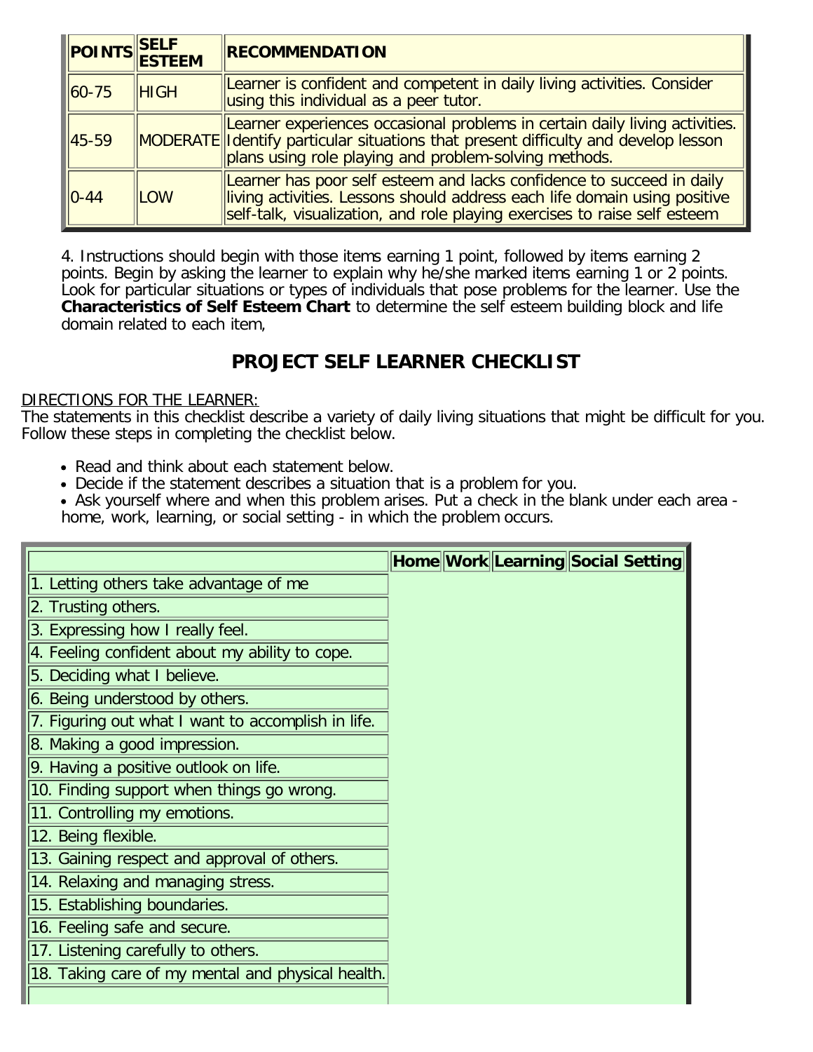| POINTS | SELF ESTEEM | RECOMMENDATION |
| --- | --- | --- |
| 60-75 | HIGH | Learner is confident and competent in daily living activities. Consider using this individual as a peer tutor. |
| 45-59 | MODERATE | Learner experiences occasional problems in certain daily living activities. Identify particular situations that present difficulty and develop lesson plans using role playing and problem-solving methods. |
| 0-44 | LOW | Learner has poor self esteem and lacks confidence to succeed in daily living activities. Lessons should address each life domain using positive self-talk, visualization, and role playing exercises to raise self esteem |

4. Instructions should begin with those items earning 1 point, followed by items earning 2 points. Begin by asking the learner to explain why he/she marked items earning 1 or 2 points. Look for particular situations or types of individuals that pose problems for the learner. Use the **Characteristics of Self Esteem Chart** to determine the self esteem building block and life domain related to each item,

## PROJECT SELF LEARNER CHECKLIST

DIRECTIONS FOR THE LEARNER:
The statements in this checklist describe a variety of daily living situations that might be difficult for you. Follow these steps in completing the checklist below.

- Read and think about each statement below.
- Decide if the statement describes a situation that is a problem for you.
- Ask yourself where and when this problem arises. Put a check in the blank under each area - home, work, learning, or social setting - in which the problem occurs.

| | Home | Work | Learning | Social Setting |
| --- | --- | --- | --- | --- |
| 1. Letting others take advantage of me | | | | |
| 2. Trusting others. | | | | |
| 3. Expressing how I really feel. | | | | |
| 4. Feeling confident about my ability to cope. | | | | |
| 5. Deciding what I believe. | | | | |
| 6. Being understood by others. | | | | |
| 7. Figuring out what I want to accomplish in life. | | | | |
| 8. Making a good impression. | | | | |
| 9. Having a positive outlook on life. | | | | |
| 10. Finding support when things go wrong. | | | | |
| 11. Controlling my emotions. | | | | |
| 12. Being flexible. | | | | |
| 13. Gaining respect and approval of others. | | | | |
| 14. Relaxing and managing stress. | | | | |
| 15. Establishing boundaries. | | | | |
| 16. Feeling safe and secure. | | | | |
| 17. Listening carefully to others. | | | | |
| 18. Taking care of my mental and physical health. | | | | |
| | | | | |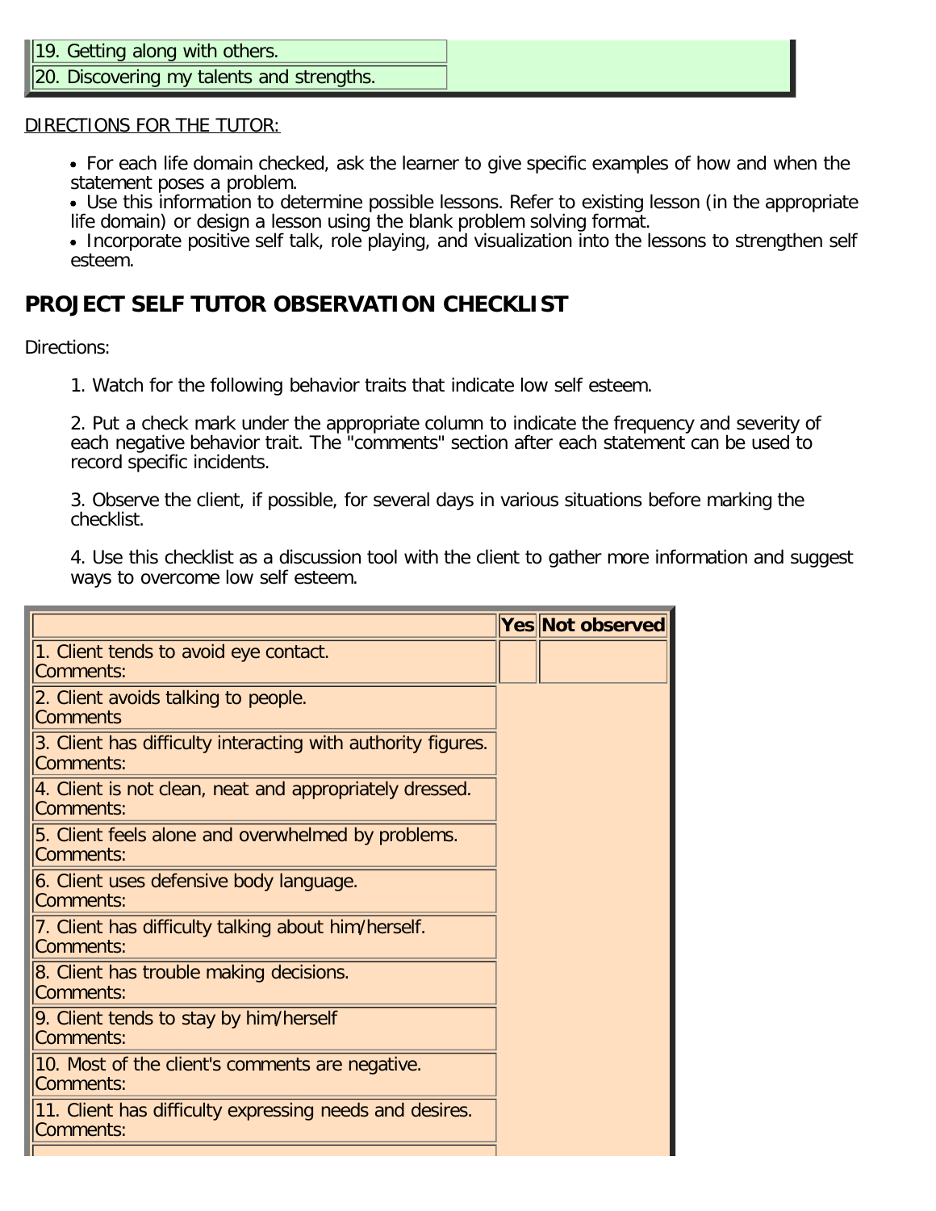| |
|---|
| 19. Getting along with others. |
| 20. Discovering my talents and strengths. |

DIRECTIONS FOR THE TUTOR:

- For each life domain checked, ask the learner to give specific examples of how and when the statement poses a problem.
- Use this information to determine possible lessons. Refer to existing lesson (in the appropriate life domain) or design a lesson using the blank problem solving format.
- Incorporate positive self talk, role playing, and visualization into the lessons to strengthen self esteem.

## PROJECT SELF TUTOR OBSERVATION CHECKLIST

Directions:

1. Watch for the following behavior traits that indicate low self esteem.

2. Put a check mark under the appropriate column to indicate the frequency and severity of each negative behavior trait. The "comments" section after each statement can be used to record specific incidents.

3. Observe the client, if possible, for several days in various situations before marking the checklist.

4. Use this checklist as a discussion tool with the client to gather more information and suggest ways to overcome low self esteem.

| | Yes | Not observed |
|---|---|---|
| 1. Client tends to avoid eye contact.<br>Comments: | | |
| 2. Client avoids talking to people.<br>Comments | | |
| 3. Client has difficulty interacting with authority figures.<br>Comments: | | |
| 4. Client is not clean, neat and appropriately dressed.<br>Comments: | | |
| 5. Client feels alone and overwhelmed by problems.<br>Comments: | | |
| 6. Client uses defensive body language.<br>Comments: | | |
| 7. Client has difficulty talking about him/herself.<br>Comments: | | |
| 8. Client has trouble making decisions.<br>Comments: | | |
| 9. Client tends to stay by him/herself<br>Comments: | | |
| 10. Most of the client's comments are negative.<br>Comments: | | |
| 11. Client has difficulty expressing needs and desires.<br>Comments: | | |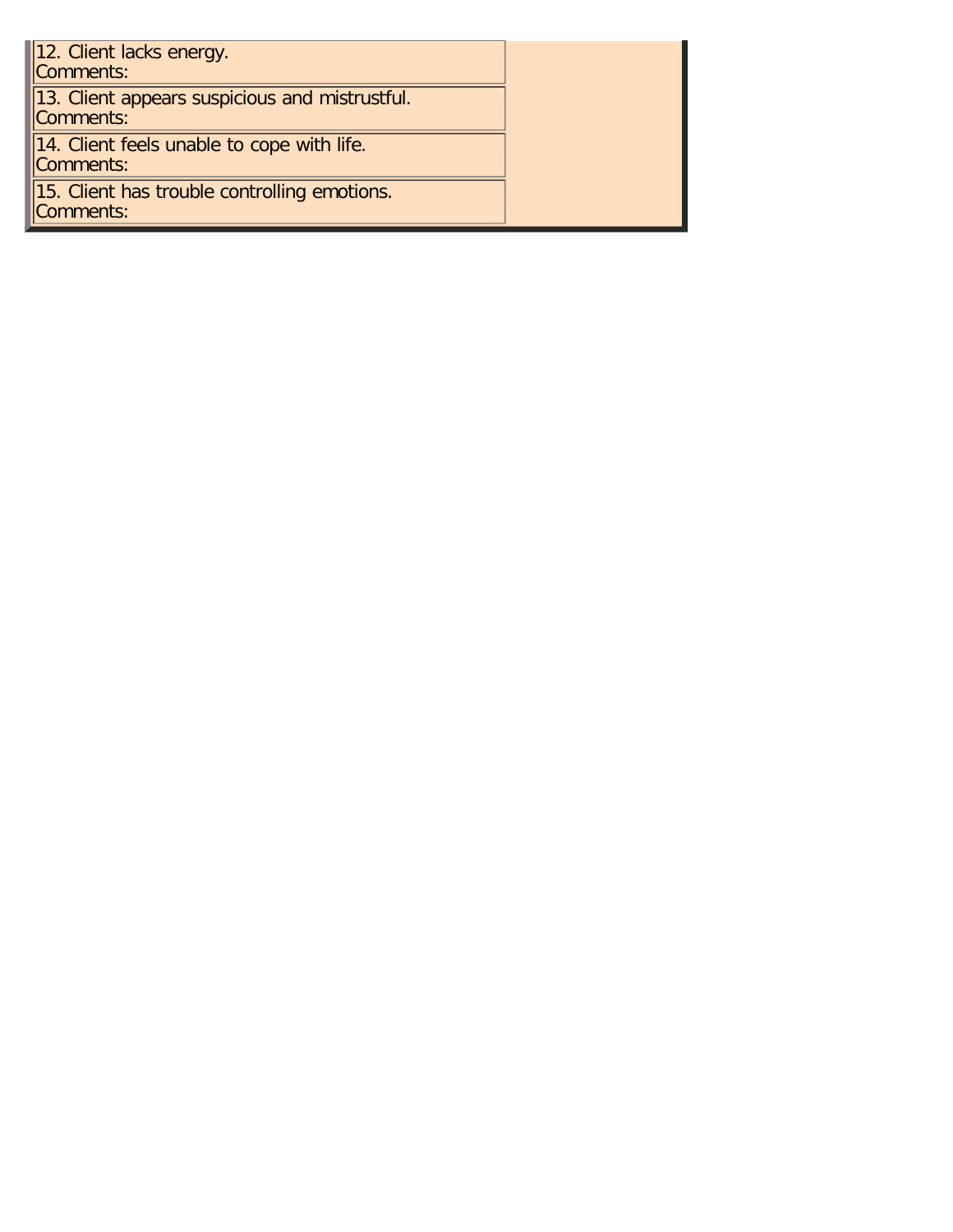| | |
|---|---|
| 12. Client lacks energy.<br>Comments: | |
| 13. Client appears suspicious and mistrustful.<br>Comments: | |
| 14. Client feels unable to cope with life.<br>Comments: | |
| 15. Client has trouble controlling emotions.<br>Comments: | |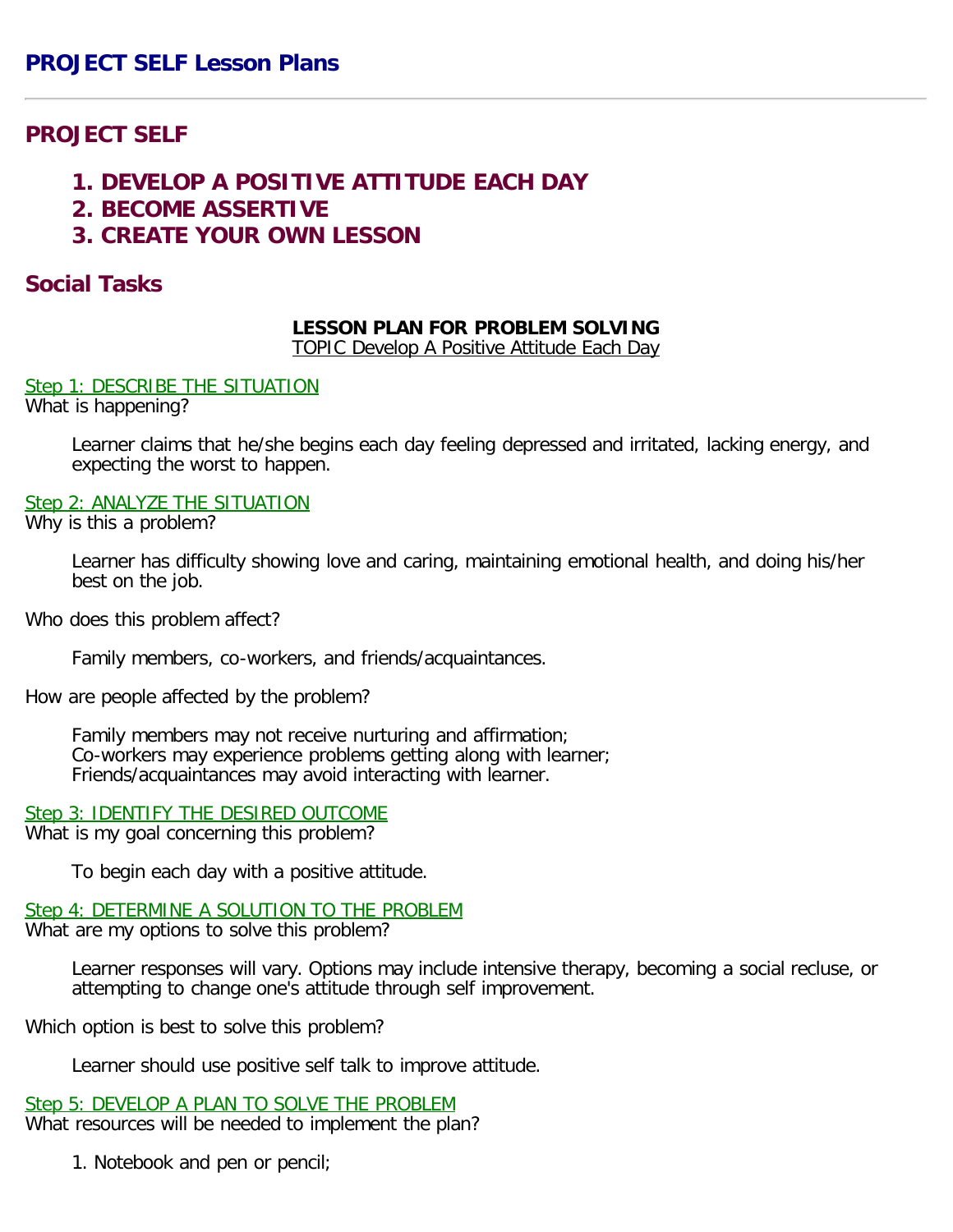# PROJECT SELF Lesson Plans

---

## PROJECT SELF

1. **DEVELOP A POSITIVE ATTITUDE EACH DAY**
2. **BECOME ASSERTIVE**
3. **CREATE YOUR OWN LESSON**

## Social Tasks

**LESSON PLAN FOR PROBLEM SOLVING**
TOPIC Develop A Positive Attitude Each Day

Step 1: DESCRIBE THE SITUATION
What is happening?

> Learner claims that he/she begins each day feeling depressed and irritated, lacking energy, and expecting the worst to happen.

Step 2: ANALYZE THE SITUATION
Why is this a problem?

> Learner has difficulty showing love and caring, maintaining emotional health, and doing his/her best on the job.

Who does this problem affect?

> Family members, co-workers, and friends/acquaintances.

How are people affected by the problem?

> Family members may not receive nurturing and affirmation;
> Co-workers may experience problems getting along with learner;
> Friends/acquaintances may avoid interacting with learner.

Step 3: IDENTIFY THE DESIRED OUTCOME
What is my goal concerning this problem?

> To begin each day with a positive attitude.

Step 4: DETERMINE A SOLUTION TO THE PROBLEM
What are my options to solve this problem?

> Learner responses will vary. Options may include intensive therapy, becoming a social recluse, or attempting to change one's attitude through self improvement.

Which option is best to solve this problem?

> Learner should use positive self talk to improve attitude.

Step 5: DEVELOP A PLAN TO SOLVE THE PROBLEM
What resources will be needed to implement the plan?

1. Notebook and pen or pencil;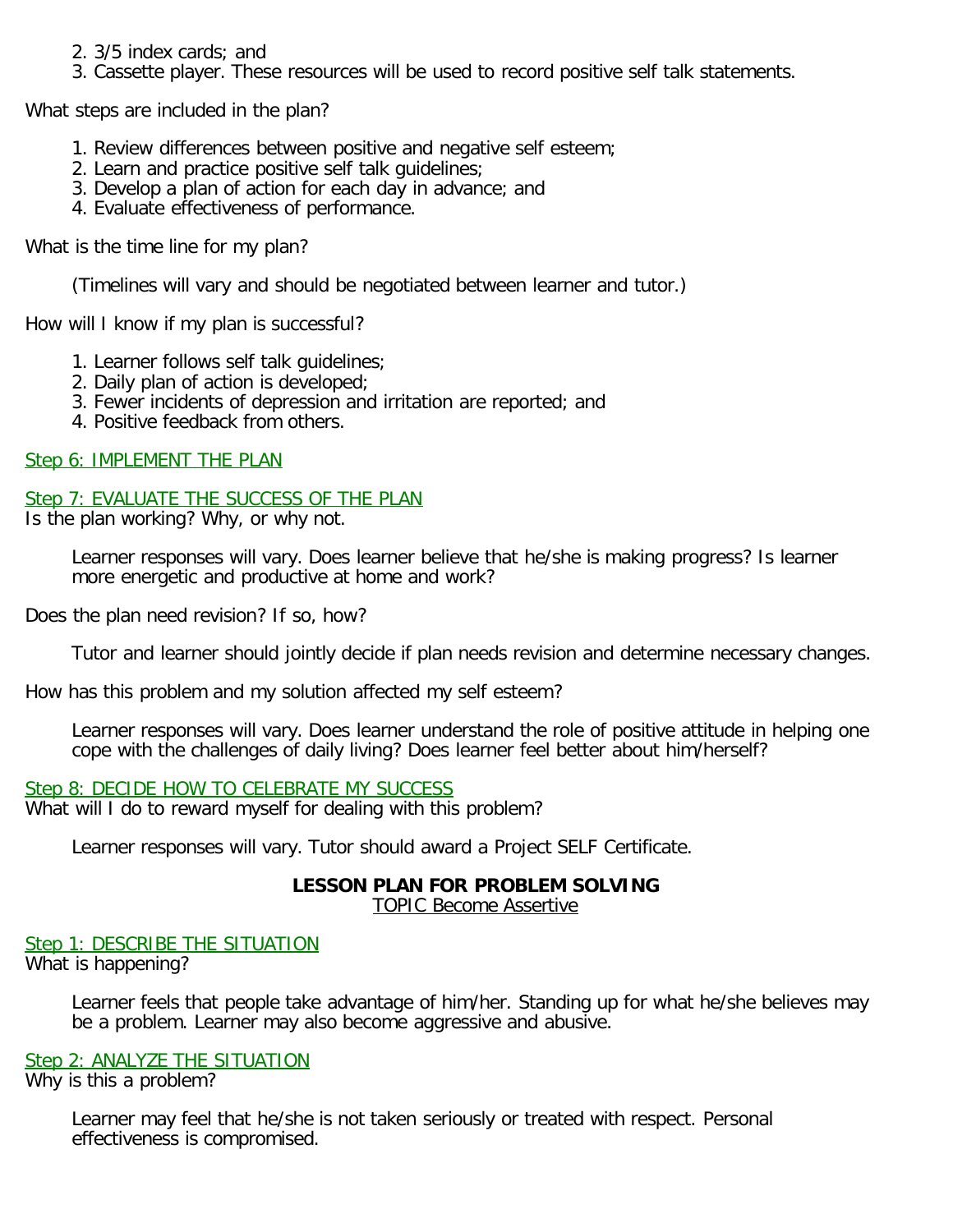2. 3/5 index cards; and
3. Cassette player. These resources will be used to record positive self talk statements.

What steps are included in the plan?

1. Review differences between positive and negative self esteem;
2. Learn and practice positive self talk guidelines;
3. Develop a plan of action for each day in advance; and
4. Evaluate effectiveness of performance.

What is the time line for my plan?

(Timelines will vary and should be negotiated between learner and tutor.)

How will I know if my plan is successful?

1. Learner follows self talk guidelines;
2. Daily plan of action is developed;
3. Fewer incidents of depression and irritation are reported; and
4. Positive feedback from others.

Step 6: IMPLEMENT THE PLAN

Step 7: EVALUATE THE SUCCESS OF THE PLAN

Is the plan working? Why, or why not.

Learner responses will vary. Does learner believe that he/she is making progress? Is learner more energetic and productive at home and work?

Does the plan need revision? If so, how?

Tutor and learner should jointly decide if plan needs revision and determine necessary changes.

How has this problem and my solution affected my self esteem?

Learner responses will vary. Does learner understand the role of positive attitude in helping one cope with the challenges of daily living? Does learner feel better about him/herself?

Step 8: DECIDE HOW TO CELEBRATE MY SUCCESS

What will I do to reward myself for dealing with this problem?

Learner responses will vary. Tutor should award a Project SELF Certificate.

## LESSON PLAN FOR PROBLEM SOLVING

TOPIC Become Assertive

Step 1: DESCRIBE THE SITUATION

What is happening?

Learner feels that people take advantage of him/her. Standing up for what he/she believes may be a problem. Learner may also become aggressive and abusive.

Step 2: ANALYZE THE SITUATION

Why is this a problem?

Learner may feel that he/she is not taken seriously or treated with respect. Personal effectiveness is compromised.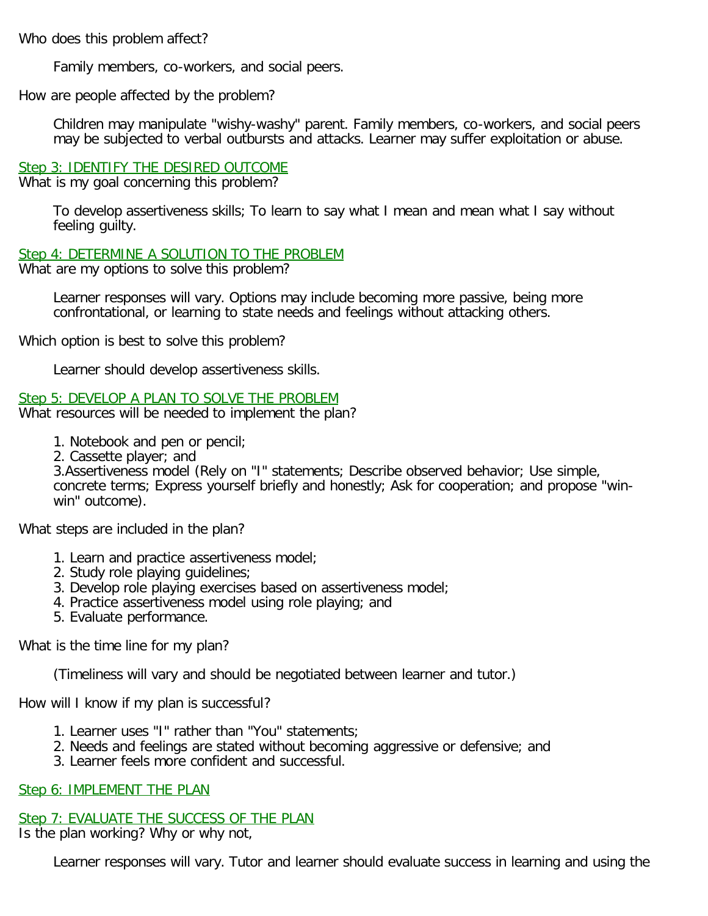Who does this problem affect?

> Family members, co-workers, and social peers.

How are people affected by the problem?

> Children may manipulate "wishy-washy" parent. Family members, co-workers, and social peers may be subjected to verbal outbursts and attacks. Learner may suffer exploitation or abuse.

Step 3: IDENTIFY THE DESIRED OUTCOME
What is my goal concerning this problem?

> To develop assertiveness skills; To learn to say what I mean and mean what I say without feeling guilty.

Step 4: DETERMINE A SOLUTION TO THE PROBLEM
What are my options to solve this problem?

> Learner responses will vary. Options may include becoming more passive, being more confrontational, or learning to state needs and feelings without attacking others.

Which option is best to solve this problem?

> Learner should develop assertiveness skills.

Step 5: DEVELOP A PLAN TO SOLVE THE PROBLEM
What resources will be needed to implement the plan?

> 1. Notebook and pen or pencil;
> 2. Cassette player; and
> 3.Assertiveness model (Rely on "I" statements; Describe observed behavior; Use simple, concrete terms; Express yourself briefly and honestly; Ask for cooperation; and propose "win-win" outcome).

What steps are included in the plan?

> 1. Learn and practice assertiveness model;
> 2. Study role playing guidelines;
> 3. Develop role playing exercises based on assertiveness model;
> 4. Practice assertiveness model using role playing; and
> 5. Evaluate performance.

What is the time line for my plan?

> (Timeliness will vary and should be negotiated between learner and tutor.)

How will I know if my plan is successful?

> 1. Learner uses "I" rather than "You" statements;
> 2. Needs and feelings are stated without becoming aggressive or defensive; and
> 3. Learner feels more confident and successful.

Step 6: IMPLEMENT THE PLAN

Step 7: EVALUATE THE SUCCESS OF THE PLAN
Is the plan working? Why or why not,

> Learner responses will vary. Tutor and learner should evaluate success in learning and using the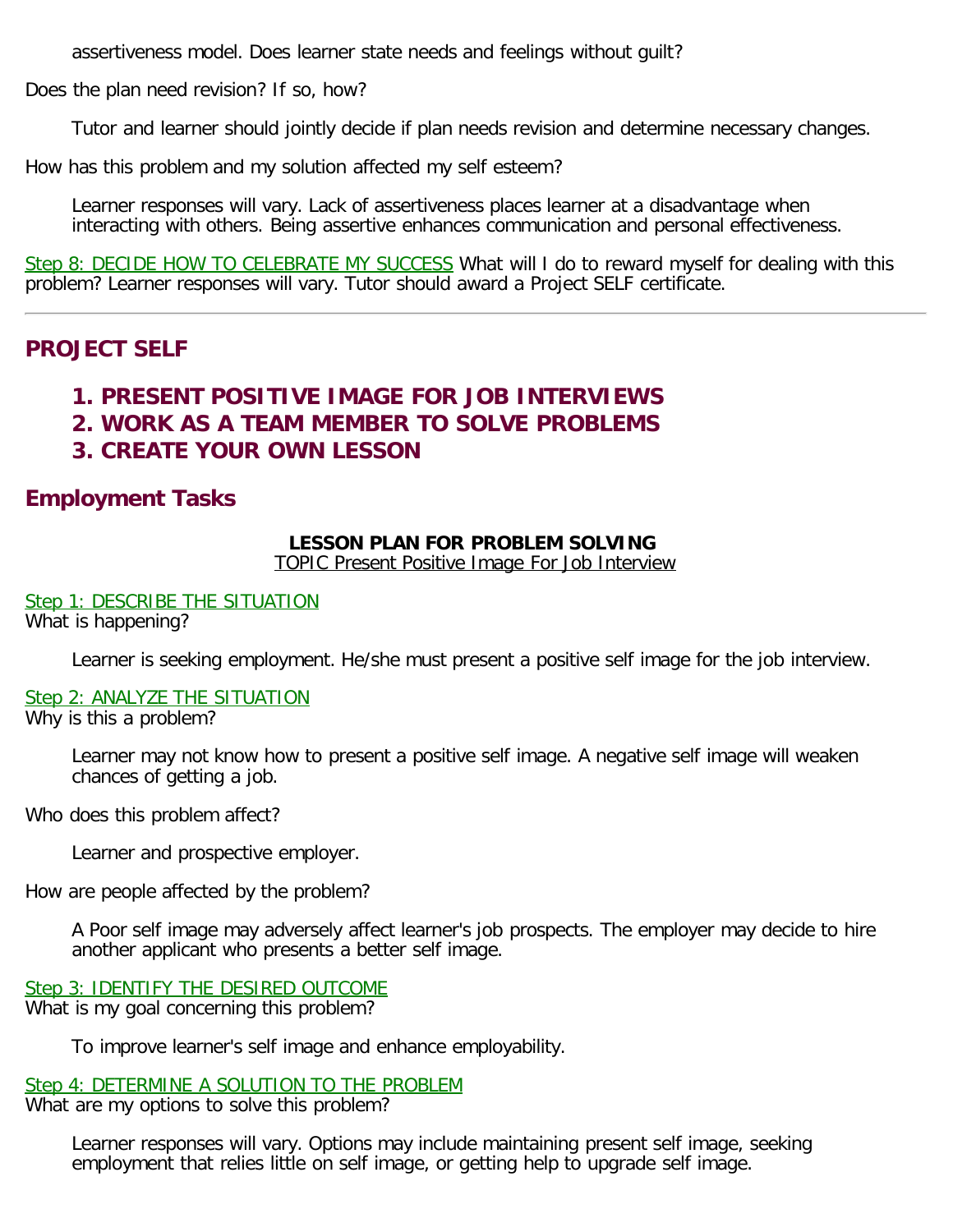assertiveness model. Does learner state needs and feelings without guilt?

Does the plan need revision? If so, how?

Tutor and learner should jointly decide if plan needs revision and determine necessary changes.

How has this problem and my solution affected my self esteem?

Learner responses will vary. Lack of assertiveness places learner at a disadvantage when interacting with others. Being assertive enhances communication and personal effectiveness.

Step 8: DECIDE HOW TO CELEBRATE MY SUCCESS What will I do to reward myself for dealing with this problem? Learner responses will vary. Tutor should award a Project SELF certificate.

---

## PROJECT SELF

1. **PRESENT POSITIVE IMAGE FOR JOB INTERVIEWS**
2. **WORK AS A TEAM MEMBER TO SOLVE PROBLEMS**
3. **CREATE YOUR OWN LESSON**

## Employment Tasks

**LESSON PLAN FOR PROBLEM SOLVING**
TOPIC Present Positive Image For Job Interview

Step 1: DESCRIBE THE SITUATION
What is happening?

Learner is seeking employment. He/she must present a positive self image for the job interview.

Step 2: ANALYZE THE SITUATION
Why is this a problem?

Learner may not know how to present a positive self image. A negative self image will weaken chances of getting a job.

Who does this problem affect?

Learner and prospective employer.

How are people affected by the problem?

A Poor self image may adversely affect learner's job prospects. The employer may decide to hire another applicant who presents a better self image.

Step 3: IDENTIFY THE DESIRED OUTCOME
What is my goal concerning this problem?

To improve learner's self image and enhance employability.

Step 4: DETERMINE A SOLUTION TO THE PROBLEM
What are my options to solve this problem?

Learner responses will vary. Options may include maintaining present self image, seeking employment that relies little on self image, or getting help to upgrade self image.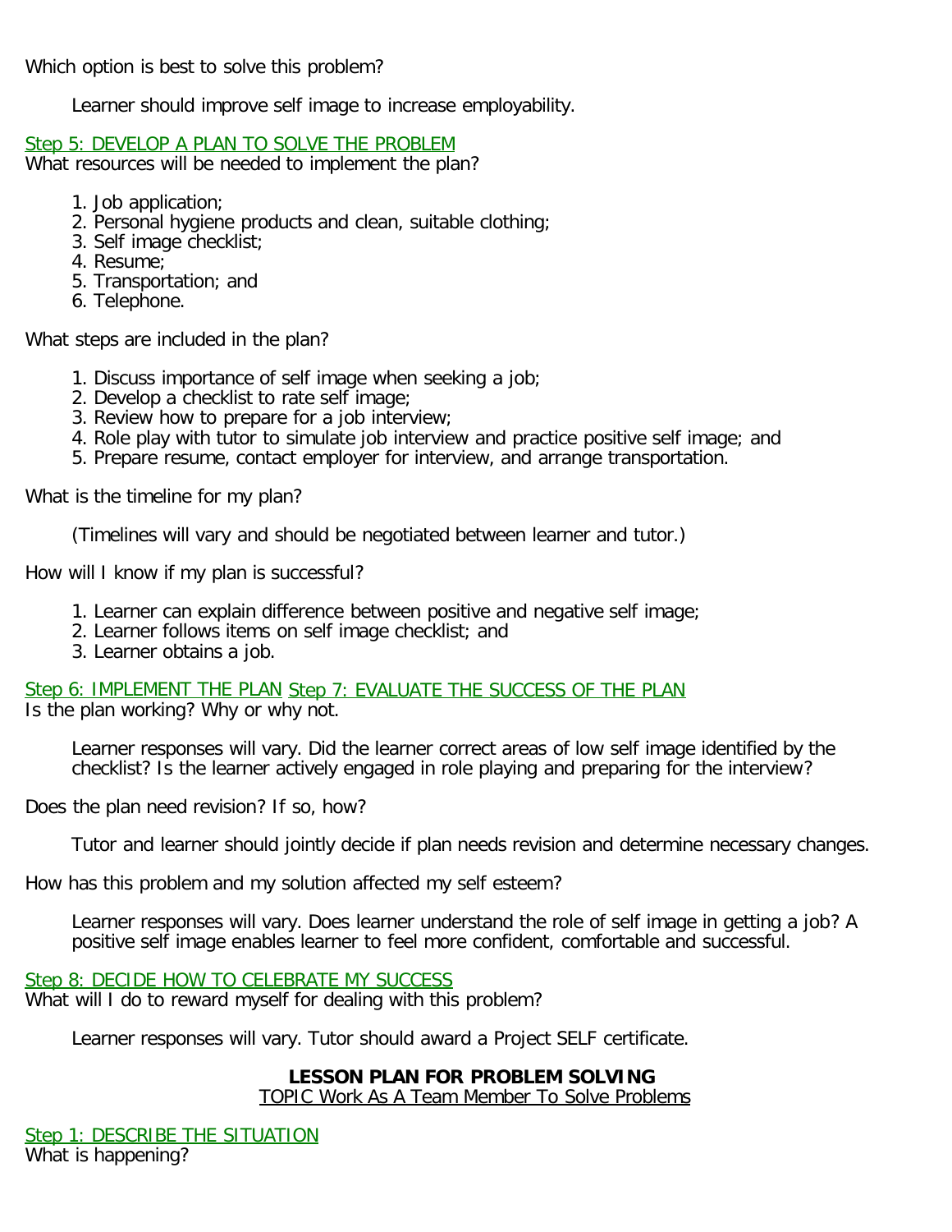Which option is best to solve this problem?

Learner should improve self image to increase employability.

Step 5: DEVELOP A PLAN TO SOLVE THE PROBLEM
What resources will be needed to implement the plan?

1. Job application;
2. Personal hygiene products and clean, suitable clothing;
3. Self image checklist;
4. Resume;
5. Transportation; and
6. Telephone.

What steps are included in the plan?

1. Discuss importance of self image when seeking a job;
2. Develop a checklist to rate self image;
3. Review how to prepare for a job interview;
4. Role play with tutor to simulate job interview and practice positive self image; and
5. Prepare resume, contact employer for interview, and arrange transportation.

What is the timeline for my plan?

(Timelines will vary and should be negotiated between learner and tutor.)

How will I know if my plan is successful?

1. Learner can explain difference between positive and negative self image;
2. Learner follows items on self image checklist; and
3. Learner obtains a job.

Step 6: IMPLEMENT THE PLAN Step 7: EVALUATE THE SUCCESS OF THE PLAN
Is the plan working? Why or why not.

Learner responses will vary. Did the learner correct areas of low self image identified by the checklist? Is the learner actively engaged in role playing and preparing for the interview?

Does the plan need revision? If so, how?

Tutor and learner should jointly decide if plan needs revision and determine necessary changes.

How has this problem and my solution affected my self esteem?

Learner responses will vary. Does learner understand the role of self image in getting a job? A positive self image enables learner to feel more confident, comfortable and successful.

Step 8: DECIDE HOW TO CELEBRATE MY SUCCESS
What will I do to reward myself for dealing with this problem?

Learner responses will vary. Tutor should award a Project SELF certificate.

## LESSON PLAN FOR PROBLEM SOLVING

TOPIC Work As A Team Member To Solve Problems

Step 1: DESCRIBE THE SITUATION
What is happening?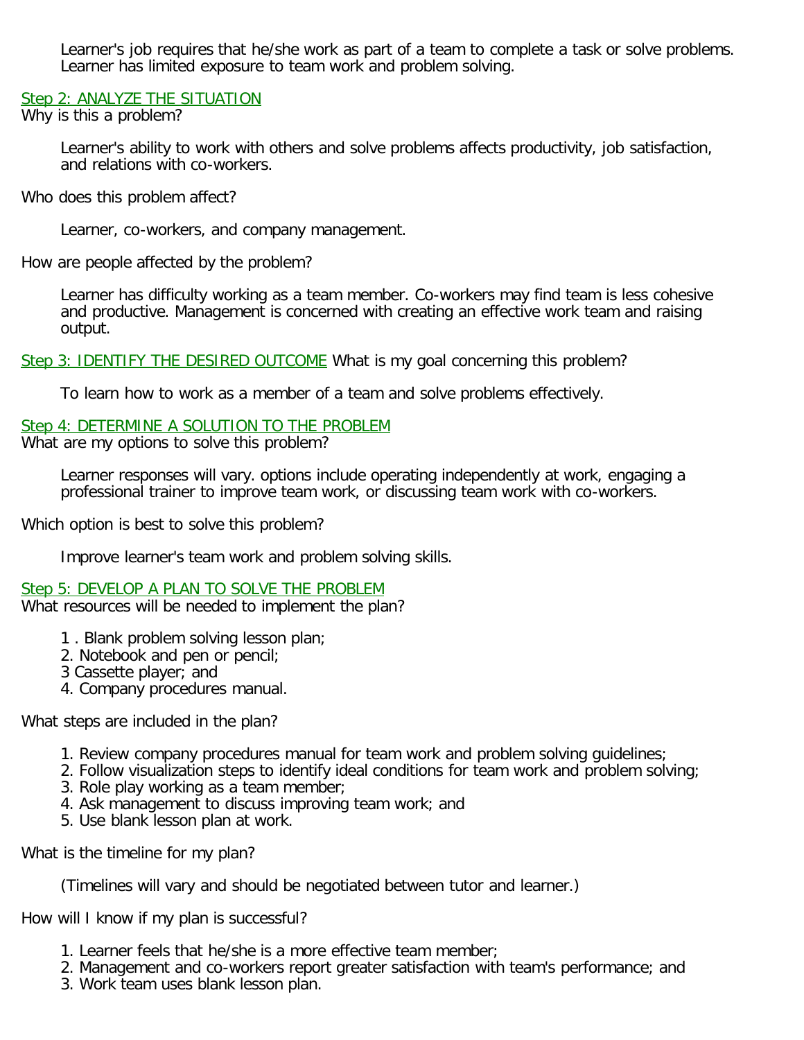Learner's job requires that he/she work as part of a team to complete a task or solve problems. Learner has limited exposure to team work and problem solving.

Step 2: ANALYZE THE SITUATION
Why is this a problem?

Learner's ability to work with others and solve problems affects productivity, job satisfaction, and relations with co-workers.

Who does this problem affect?

Learner, co-workers, and company management.

How are people affected by the problem?

Learner has difficulty working as a team member. Co-workers may find team is less cohesive and productive. Management is concerned with creating an effective work team and raising output.

Step 3: IDENTIFY THE DESIRED OUTCOME What is my goal concerning this problem?

To learn how to work as a member of a team and solve problems effectively.

Step 4: DETERMINE A SOLUTION TO THE PROBLEM
What are my options to solve this problem?

Learner responses will vary. options include operating independently at work, engaging a professional trainer to improve team work, or discussing team work with co-workers.

Which option is best to solve this problem?

Improve learner's team work and problem solving skills.

Step 5: DEVELOP A PLAN TO SOLVE THE PROBLEM
What resources will be needed to implement the plan?

1 . Blank problem solving lesson plan;
2. Notebook and pen or pencil;
3 Cassette player; and
4. Company procedures manual.

What steps are included in the plan?

1. Review company procedures manual for team work and problem solving guidelines;
2. Follow visualization steps to identify ideal conditions for team work and problem solving;
3. Role play working as a team member;
4. Ask management to discuss improving team work; and
5. Use blank lesson plan at work.

What is the timeline for my plan?

(Timelines will vary and should be negotiated between tutor and learner.)

How will I know if my plan is successful?

1. Learner feels that he/she is a more effective team member;
2. Management and co-workers report greater satisfaction with team's performance; and
3. Work team uses blank lesson plan.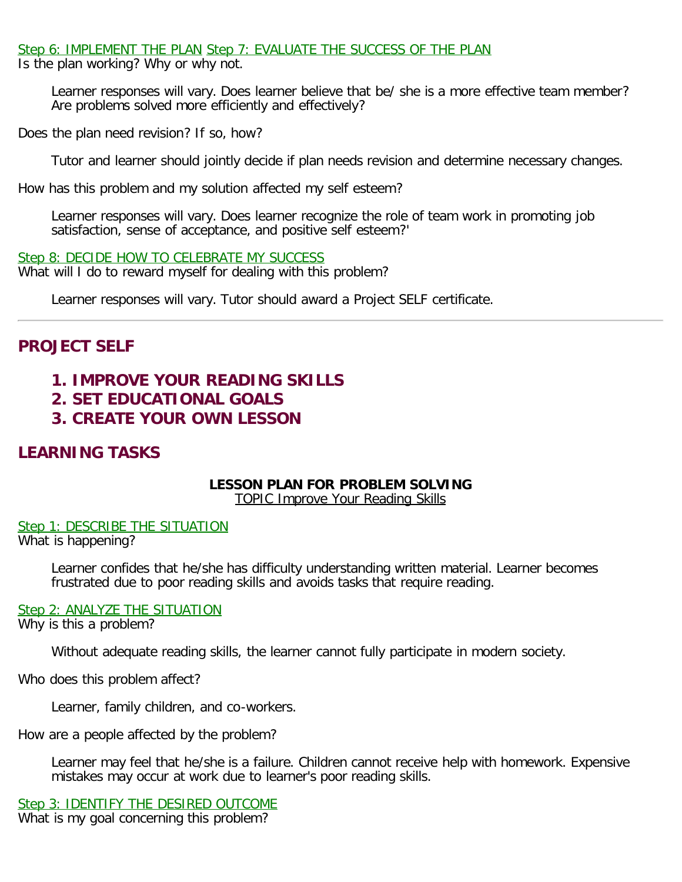Step 6: IMPLEMENT THE PLAN Step 7: EVALUATE THE SUCCESS OF THE PLAN

Is the plan working? Why or why not.

> Learner responses will vary. Does learner believe that be/ she is a more effective team member? Are problems solved more efficiently and effectively?

Does the plan need revision? If so, how?

> Tutor and learner should jointly decide if plan needs revision and determine necessary changes.

How has this problem and my solution affected my self esteem?

> Learner responses will vary. Does learner recognize the role of team work in promoting job satisfaction, sense of acceptance, and positive self esteem?'

Step 8: DECIDE HOW TO CELEBRATE MY SUCCESS

What will I do to reward myself for dealing with this problem?

> Learner responses will vary. Tutor should award a Project SELF certificate.

---

## PROJECT SELF

### 1. IMPROVE YOUR READING SKILLS
### 2. SET EDUCATIONAL GOALS
### 3. CREATE YOUR OWN LESSON

## LEARNING TASKS

**LESSON PLAN FOR PROBLEM SOLVING**

TOPIC Improve Your Reading Skills

Step 1: DESCRIBE THE SITUATION

What is happening?

> Learner confides that he/she has difficulty understanding written material. Learner becomes frustrated due to poor reading skills and avoids tasks that require reading.

Step 2: ANALYZE THE SITUATION

Why is this a problem?

> Without adequate reading skills, the learner cannot fully participate in modern society.

Who does this problem affect?

> Learner, family children, and co-workers.

How are a people affected by the problem?

> Learner may feel that he/she is a failure. Children cannot receive help with homework. Expensive mistakes may occur at work due to learner's poor reading skills.

Step 3: IDENTIFY THE DESIRED OUTCOME

What is my goal concerning this problem?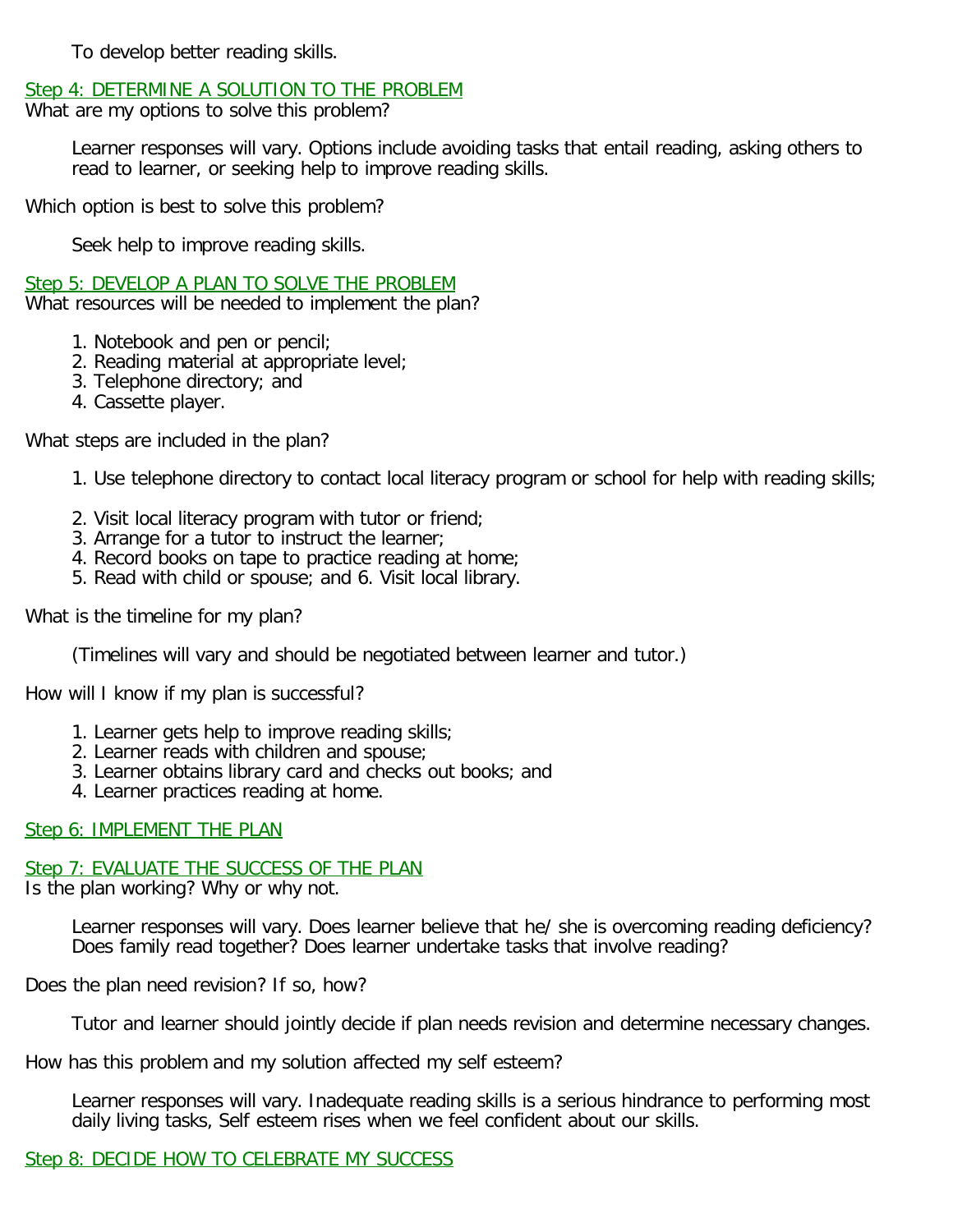To develop better reading skills.

## Step 4: DETERMINE A SOLUTION TO THE PROBLEM

What are my options to solve this problem?

Learner responses will vary. Options include avoiding tasks that entail reading, asking others to read to learner, or seeking help to improve reading skills.

Which option is best to solve this problem?

Seek help to improve reading skills.

## Step 5: DEVELOP A PLAN TO SOLVE THE PROBLEM

What resources will be needed to implement the plan?

1. Notebook and pen or pencil;
2. Reading material at appropriate level;
3. Telephone directory; and
4. Cassette player.

What steps are included in the plan?

1. Use telephone directory to contact local literacy program or school for help with reading skills;
2. Visit local literacy program with tutor or friend;
3. Arrange for a tutor to instruct the learner;
4. Record books on tape to practice reading at home;
5. Read with child or spouse; and 6. Visit local library.

What is the timeline for my plan?

(Timelines will vary and should be negotiated between learner and tutor.)

How will I know if my plan is successful?

1. Learner gets help to improve reading skills;
2. Learner reads with children and spouse;
3. Learner obtains library card and checks out books; and
4. Learner practices reading at home.

## Step 6: IMPLEMENT THE PLAN

## Step 7: EVALUATE THE SUCCESS OF THE PLAN

Is the plan working? Why or why not.

Learner responses will vary. Does learner believe that he/ she is overcoming reading deficiency? Does family read together? Does learner undertake tasks that involve reading?

Does the plan need revision? If so, how?

Tutor and learner should jointly decide if plan needs revision and determine necessary changes.

How has this problem and my solution affected my self esteem?

Learner responses will vary. Inadequate reading skills is a serious hindrance to performing most daily living tasks, Self esteem rises when we feel confident about our skills.

## Step 8: DECIDE HOW TO CELEBRATE MY SUCCESS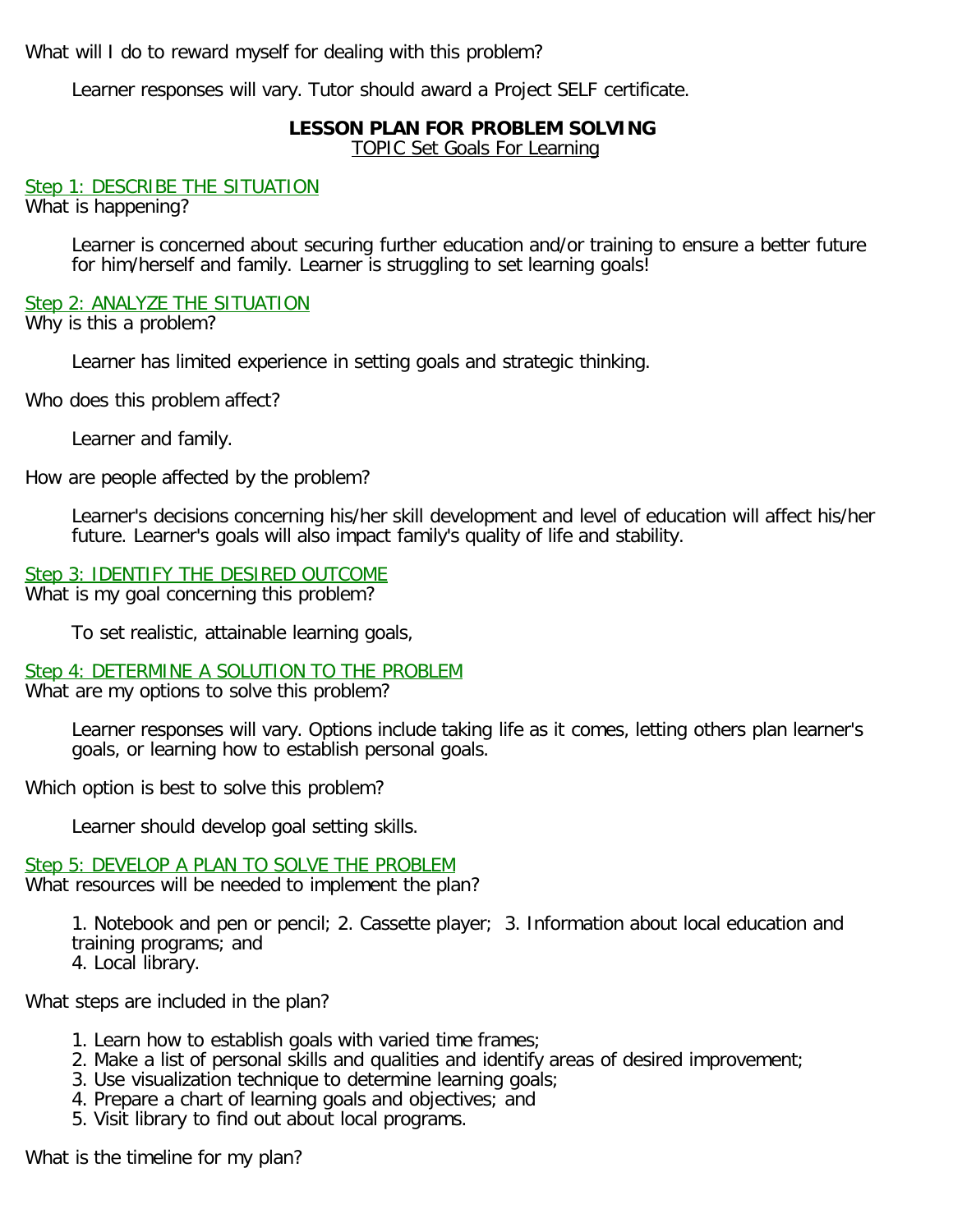What will I do to reward myself for dealing with this problem?

Learner responses will vary. Tutor should award a Project SELF certificate.

## LESSON PLAN FOR PROBLEM SOLVING

TOPIC Set Goals For Learning

Step 1: DESCRIBE THE SITUATION

What is happening?

Learner is concerned about securing further education and/or training to ensure a better future for him/herself and family. Learner is struggling to set learning goals!

Step 2: ANALYZE THE SITUATION

Why is this a problem?

Learner has limited experience in setting goals and strategic thinking.

Who does this problem affect?

Learner and family.

How are people affected by the problem?

Learner's decisions concerning his/her skill development and level of education will affect his/her future. Learner's goals will also impact family's quality of life and stability.

Step 3: IDENTIFY THE DESIRED OUTCOME

What is my goal concerning this problem?

To set realistic, attainable learning goals,

Step 4: DETERMINE A SOLUTION TO THE PROBLEM

What are my options to solve this problem?

Learner responses will vary. Options include taking life as it comes, letting others plan learner's goals, or learning how to establish personal goals.

Which option is best to solve this problem?

Learner should develop goal setting skills.

Step 5: DEVELOP A PLAN TO SOLVE THE PROBLEM

What resources will be needed to implement the plan?

1. Notebook and pen or pencil; 2. Cassette player; 3. Information about local education and training programs; and
4. Local library.

What steps are included in the plan?

1. Learn how to establish goals with varied time frames;
2. Make a list of personal skills and qualities and identify areas of desired improvement;
3. Use visualization technique to determine learning goals;
4. Prepare a chart of learning goals and objectives; and
5. Visit library to find out about local programs.

What is the timeline for my plan?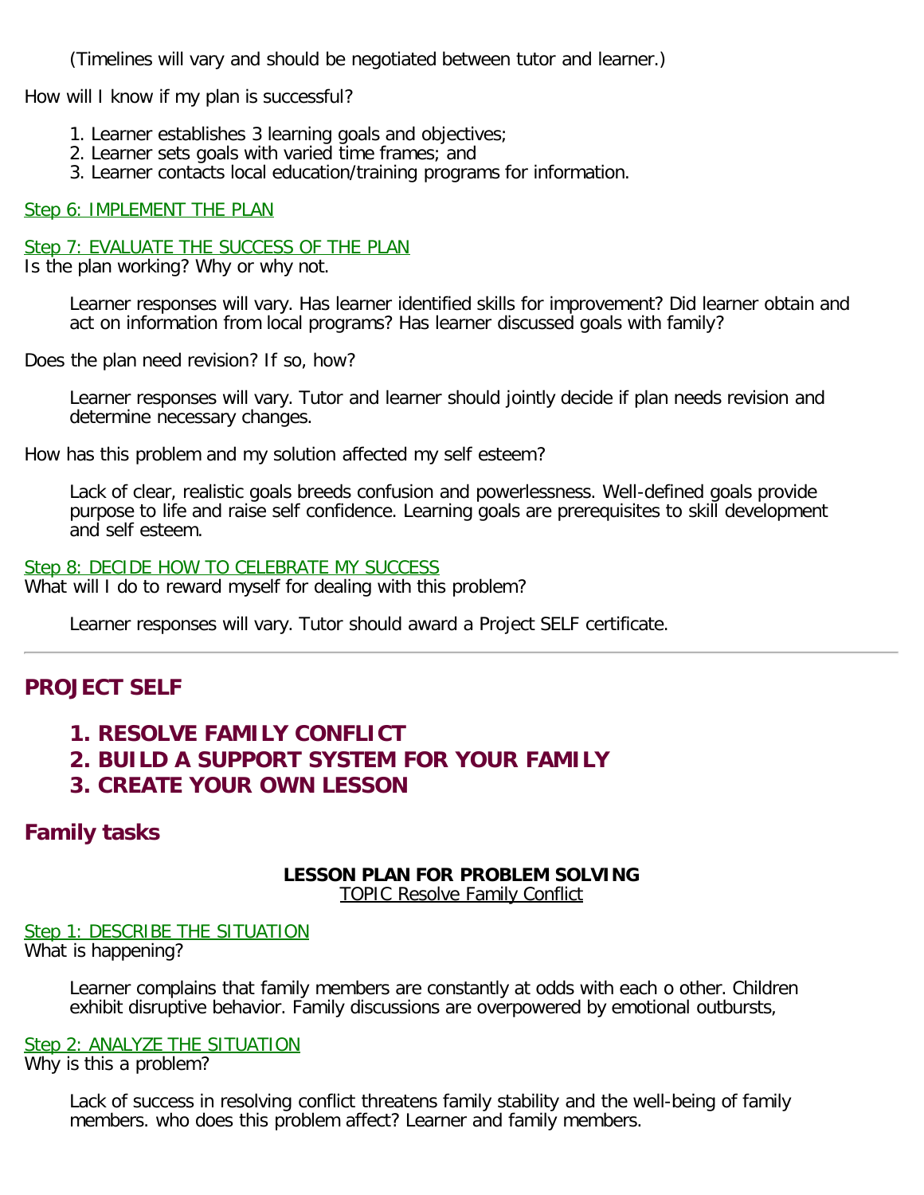(Timelines will vary and should be negotiated between tutor and learner.)

How will I know if my plan is successful?

1. Learner establishes 3 learning goals and objectives;
2. Learner sets goals with varied time frames; and
3. Learner contacts local education/training programs for information.

Step 6: IMPLEMENT THE PLAN

Step 7: EVALUATE THE SUCCESS OF THE PLAN
Is the plan working? Why or why not.

> Learner responses will vary. Has learner identified skills for improvement? Did learner obtain and act on information from local programs? Has learner discussed goals with family?

Does the plan need revision? If so, how?

> Learner responses will vary. Tutor and learner should jointly decide if plan needs revision and determine necessary changes.

How has this problem and my solution affected my self esteem?

> Lack of clear, realistic goals breeds confusion and powerlessness. Well-defined goals provide purpose to life and raise self confidence. Learning goals are prerequisites to skill development and self esteem.

Step 8: DECIDE HOW TO CELEBRATE MY SUCCESS
What will I do to reward myself for dealing with this problem?

> Learner responses will vary. Tutor should award a Project SELF certificate.

---

## PROJECT SELF

### 1. RESOLVE FAMILY CONFLICT
### 2. BUILD A SUPPORT SYSTEM FOR YOUR FAMILY
### 3. CREATE YOUR OWN LESSON

## Family tasks

**LESSON PLAN FOR PROBLEM SOLVING**
TOPIC Resolve Family Conflict

Step 1: DESCRIBE THE SITUATION
What is happening?

> Learner complains that family members are constantly at odds with each o other. Children exhibit disruptive behavior. Family discussions are overpowered by emotional outbursts,

Step 2: ANALYZE THE SITUATION
Why is this a problem?

> Lack of success in resolving conflict threatens family stability and the well-being of family members. who does this problem affect? Learner and family members.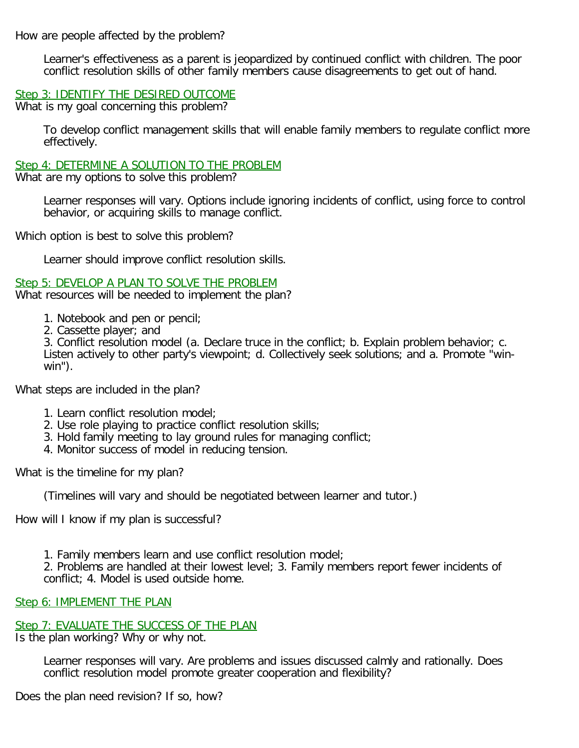How are people affected by the problem?

> Learner's effectiveness as a parent is jeopardized by continued conflict with children. The poor conflict resolution skills of other family members cause disagreements to get out of hand.

Step 3: IDENTIFY THE DESIRED OUTCOME
What is my goal concerning this problem?

> To develop conflict management skills that will enable family members to regulate conflict more effectively.

Step 4: DETERMINE A SOLUTION TO THE PROBLEM
What are my options to solve this problem?

> Learner responses will vary. Options include ignoring incidents of conflict, using force to control behavior, or acquiring skills to manage conflict.

Which option is best to solve this problem?

> Learner should improve conflict resolution skills.

Step 5: DEVELOP A PLAN TO SOLVE THE PROBLEM
What resources will be needed to implement the plan?

> 1. Notebook and pen or pencil;
> 2. Cassette player; and
> 3. Conflict resolution model (a. Declare truce in the conflict; b. Explain problem behavior; c. Listen actively to other party's viewpoint; d. Collectively seek solutions; and a. Promote "win-win").

What steps are included in the plan?

> 1. Learn conflict resolution model;
> 2. Use role playing to practice conflict resolution skills;
> 3. Hold family meeting to lay ground rules for managing conflict;
> 4. Monitor success of model in reducing tension.

What is the timeline for my plan?

> (Timelines will vary and should be negotiated between learner and tutor.)

How will I know if my plan is successful?

> 1. Family members learn and use conflict resolution model;
> 2. Problems are handled at their lowest level; 3. Family members report fewer incidents of conflict; 4. Model is used outside home.

Step 6: IMPLEMENT THE PLAN

Step 7: EVALUATE THE SUCCESS OF THE PLAN
Is the plan working? Why or why not.

> Learner responses will vary. Are problems and issues discussed calmly and rationally. Does conflict resolution model promote greater cooperation and flexibility?

Does the plan need revision? If so, how?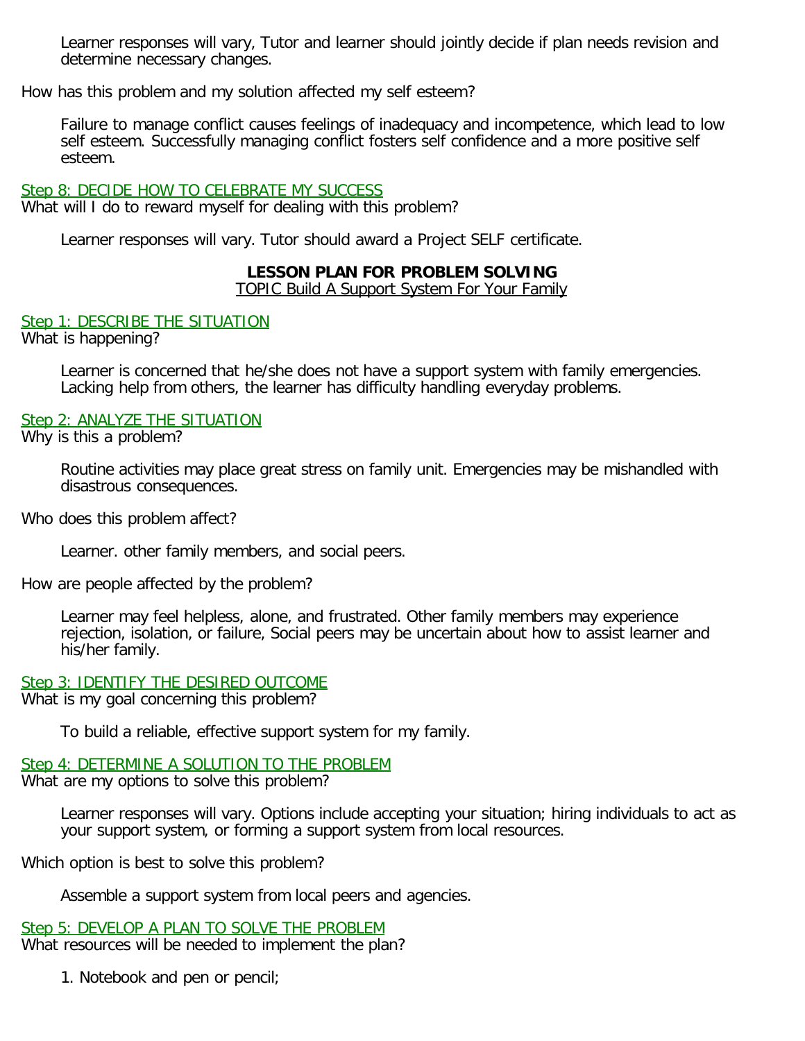Learner responses will vary, Tutor and learner should jointly decide if plan needs revision and determine necessary changes.

How has this problem and my solution affected my self esteem?

Failure to manage conflict causes feelings of inadequacy and incompetence, which lead to low self esteem. Successfully managing conflict fosters self confidence and a more positive self esteem.

Step 8: DECIDE HOW TO CELEBRATE MY SUCCESS

What will I do to reward myself for dealing with this problem?

Learner responses will vary. Tutor should award a Project SELF certificate.

## LESSON PLAN FOR PROBLEM SOLVING

TOPIC Build A Support System For Your Family

Step 1: DESCRIBE THE SITUATION

What is happening?

Learner is concerned that he/she does not have a support system with family emergencies. Lacking help from others, the learner has difficulty handling everyday problems.

Step 2: ANALYZE THE SITUATION

Why is this a problem?

Routine activities may place great stress on family unit. Emergencies may be mishandled with disastrous consequences.

Who does this problem affect?

Learner. other family members, and social peers.

How are people affected by the problem?

Learner may feel helpless, alone, and frustrated. Other family members may experience rejection, isolation, or failure, Social peers may be uncertain about how to assist learner and his/her family.

Step 3: IDENTIFY THE DESIRED OUTCOME

What is my goal concerning this problem?

To build a reliable, effective support system for my family.

Step 4: DETERMINE A SOLUTION TO THE PROBLEM

What are my options to solve this problem?

Learner responses will vary. Options include accepting your situation; hiring individuals to act as your support system, or forming a support system from local resources.

Which option is best to solve this problem?

Assemble a support system from local peers and agencies.

Step 5: DEVELOP A PLAN TO SOLVE THE PROBLEM

What resources will be needed to implement the plan?

1. Notebook and pen or pencil;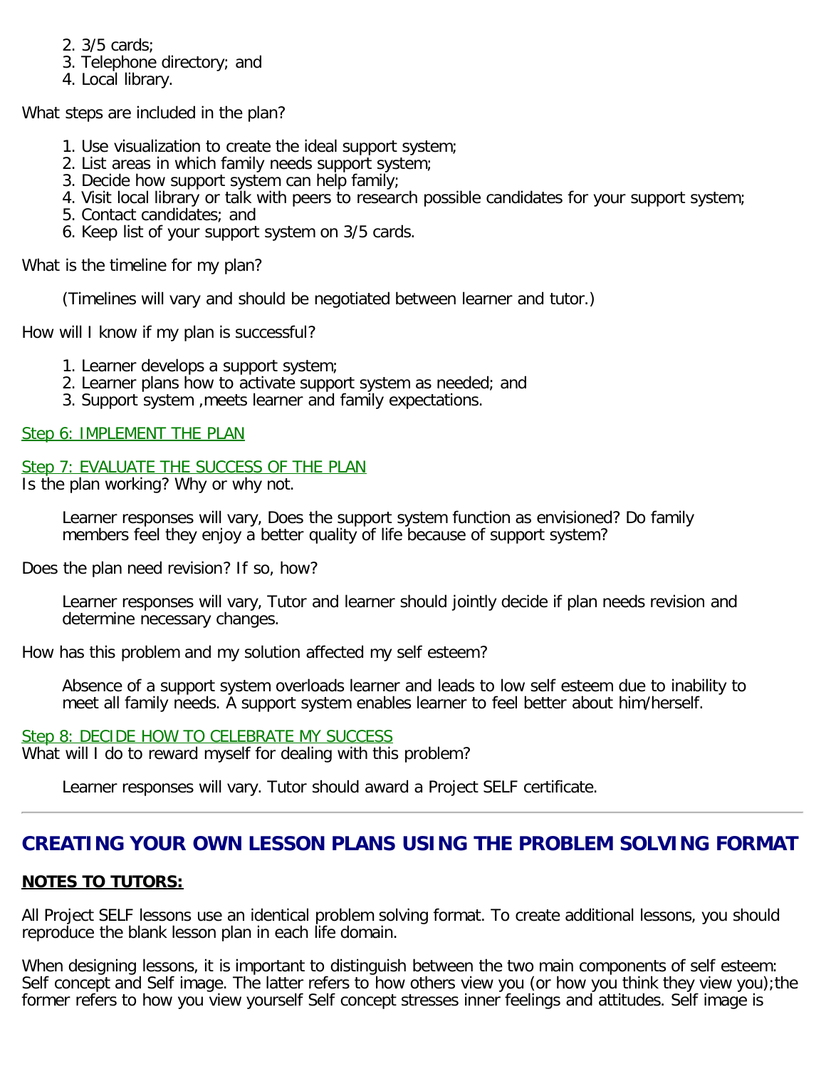2. 3/5 cards;
3. Telephone directory; and
4. Local library.

What steps are included in the plan?

1. Use visualization to create the ideal support system;
2. List areas in which family needs support system;
3. Decide how support system can help family;
4. Visit local library or talk with peers to research possible candidates for your support system;
5. Contact candidates; and
6. Keep list of your support system on 3/5 cards.

What is the timeline for my plan?

> (Timelines will vary and should be negotiated between learner and tutor.)

How will I know if my plan is successful?

1. Learner develops a support system;
2. Learner plans how to activate support system as needed; and
3. Support system ,meets learner and family expectations.

Step 6: IMPLEMENT THE PLAN

Step 7: EVALUATE THE SUCCESS OF THE PLAN
Is the plan working? Why or why not.

> Learner responses will vary, Does the support system function as envisioned? Do family members feel they enjoy a better quality of life because of support system?

Does the plan need revision? If so, how?

> Learner responses will vary, Tutor and learner should jointly decide if plan needs revision and determine necessary changes.

How has this problem and my solution affected my self esteem?

> Absence of a support system overloads learner and leads to low self esteem due to inability to meet all family needs. A support system enables learner to feel better about him/herself.

Step 8: DECIDE HOW TO CELEBRATE MY SUCCESS
What will I do to reward myself for dealing with this problem?

> Learner responses will vary. Tutor should award a Project SELF certificate.

---

## CREATING YOUR OWN LESSON PLANS USING THE PROBLEM SOLVING FORMAT

**NOTES TO TUTORS:**

All Project SELF lessons use an identical problem solving format. To create additional lessons, you should reproduce the blank lesson plan in each life domain.

When designing lessons, it is important to distinguish between the two main components of self esteem: Self concept and Self image. The latter refers to how others view you (or how you think they view you);the former refers to how you view yourself Self concept stresses inner feelings and attitudes. Self image is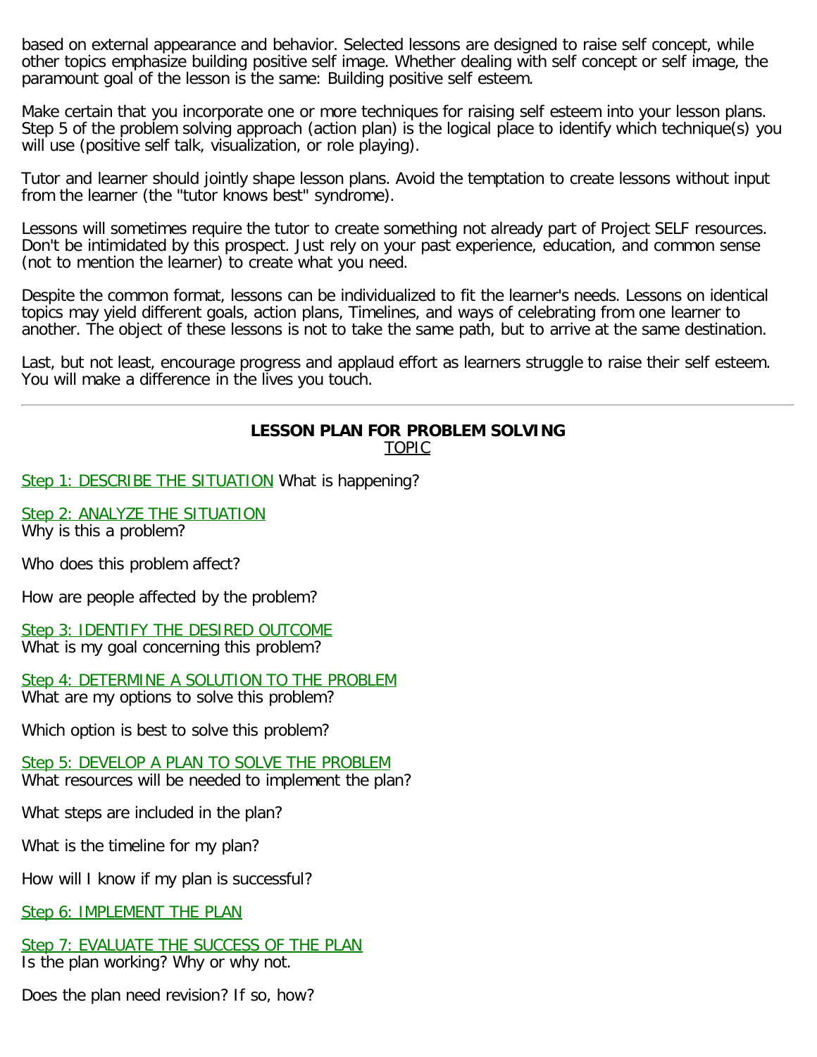based on external appearance and behavior. Selected lessons are designed to raise self concept, while other topics emphasize building positive self image. Whether dealing with self concept or self image, the paramount goal of the lesson is the same: Building positive self esteem.

Make certain that you incorporate one or more techniques for raising self esteem into your lesson plans. Step 5 of the problem solving approach (action plan) is the logical place to identify which technique(s) you will use (positive self talk, visualization, or role playing).

Tutor and learner should jointly shape lesson plans. Avoid the temptation to create lessons without input from the learner (the "tutor knows best" syndrome).

Lessons will sometimes require the tutor to create something not already part of Project SELF resources. Don't be intimidated by this prospect. Just rely on your past experience, education, and common sense (not to mention the learner) to create what you need.

Despite the common format, lessons can be individualized to fit the learner's needs. Lessons on identical topics may yield different goals, action plans, Timelines, and ways of celebrating from one learner to another. The object of these lessons is not to take the same path, but to arrive at the same destination.

Last, but not least, encourage progress and applaud effort as learners struggle to raise their self esteem. You will make a difference in the lives you touch.

---

**LESSON PLAN FOR PROBLEM SOLVING**

TOPIC

Step 1: DESCRIBE THE SITUATION What is happening?

Step 2: ANALYZE THE SITUATION
Why is this a problem?

Who does this problem affect?

How are people affected by the problem?

Step 3: IDENTIFY THE DESIRED OUTCOME
What is my goal concerning this problem?

Step 4: DETERMINE A SOLUTION TO THE PROBLEM
What are my options to solve this problem?

Which option is best to solve this problem?

Step 5: DEVELOP A PLAN TO SOLVE THE PROBLEM
What resources will be needed to implement the plan?

What steps are included in the plan?

What is the timeline for my plan?

How will I know if my plan is successful?

Step 6: IMPLEMENT THE PLAN

Step 7: EVALUATE THE SUCCESS OF THE PLAN
Is the plan working? Why or why not.

Does the plan need revision? If so, how?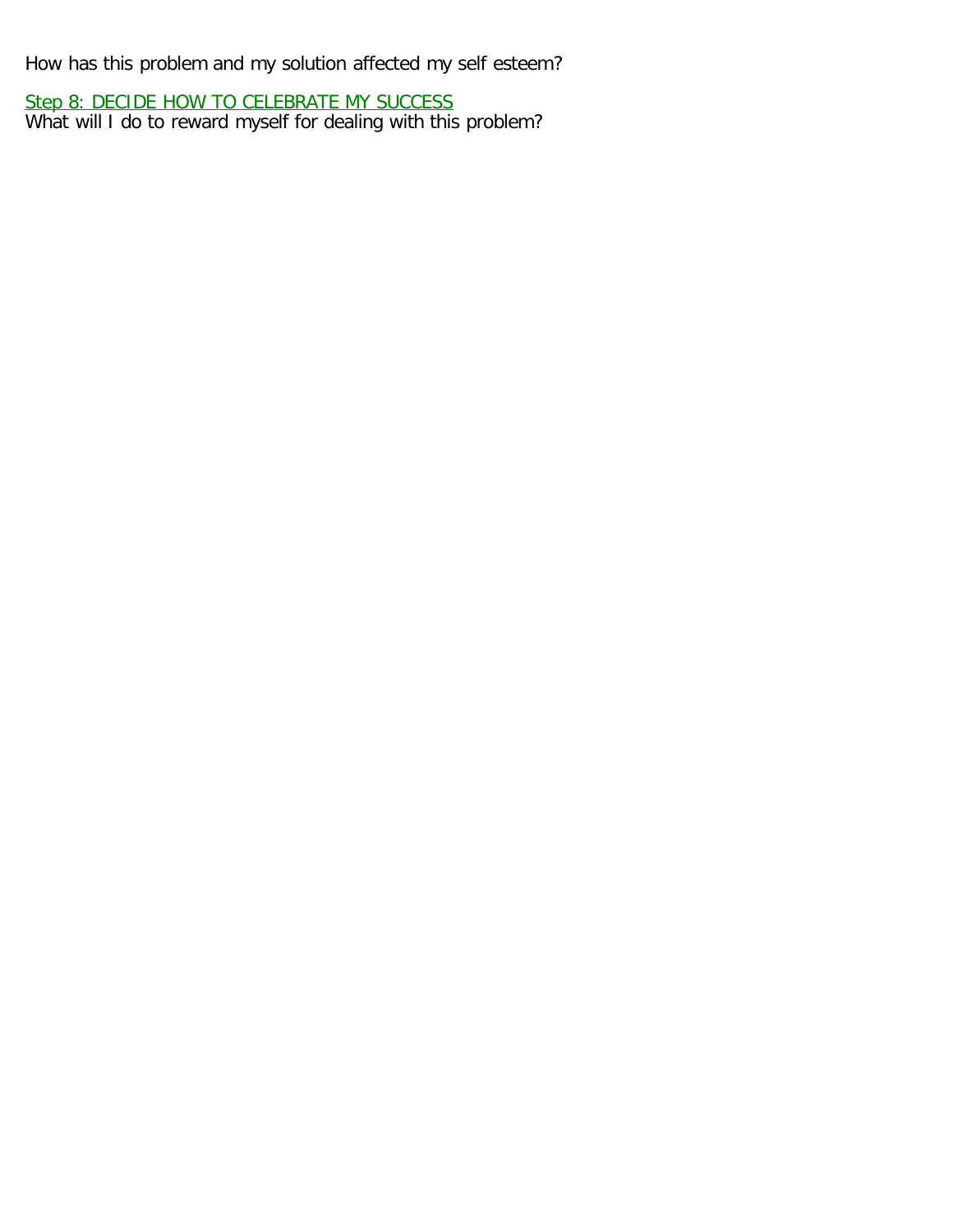How has this problem and my solution affected my self esteem?

<u>Step 8: DECIDE HOW TO CELEBRATE MY SUCCESS</u>
What will I do to reward myself for dealing with this problem?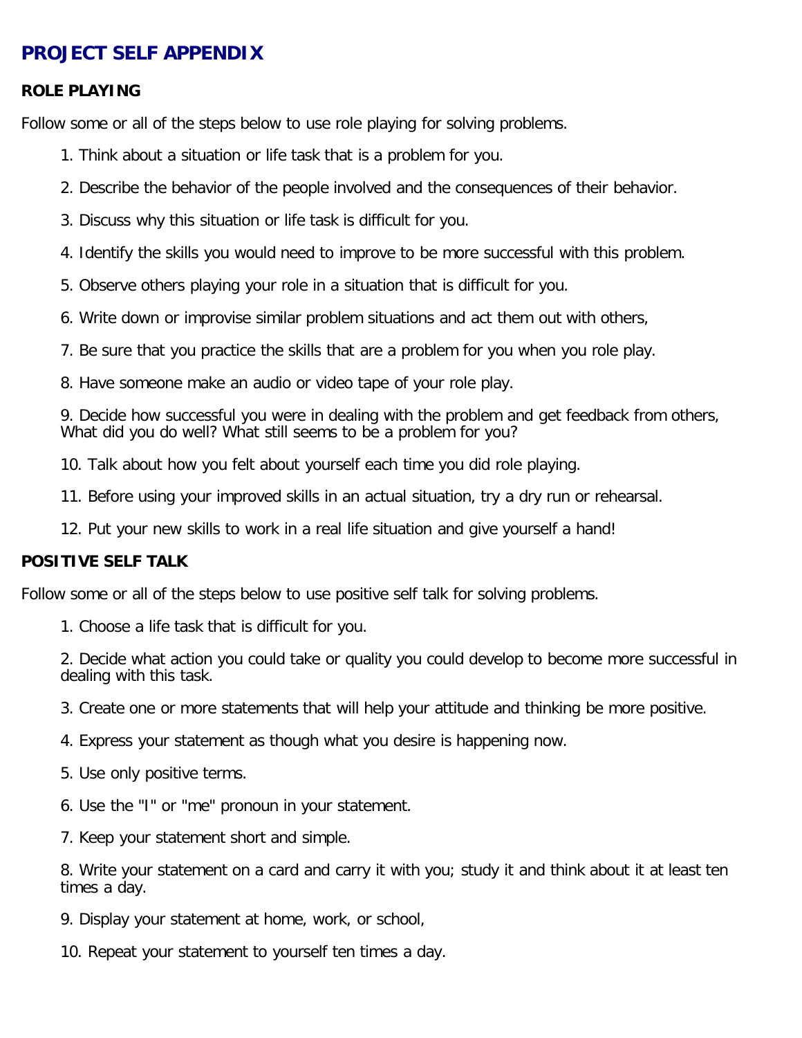# PROJECT SELF APPENDIX

## ROLE PLAYING

Follow some or all of the steps below to use role playing for solving problems.

1. Think about a situation or life task that is a problem for you.
2. Describe the behavior of the people involved and the consequences of their behavior.
3. Discuss why this situation or life task is difficult for you.
4. Identify the skills you would need to improve to be more successful with this problem.
5. Observe others playing your role in a situation that is difficult for you.
6. Write down or improvise similar problem situations and act them out with others,
7. Be sure that you practice the skills that are a problem for you when you role play.
8. Have someone make an audio or video tape of your role play.
9. Decide how successful you were in dealing with the problem and get feedback from others, What did you do well? What still seems to be a problem for you?
10. Talk about how you felt about yourself each time you did role playing.
11. Before using your improved skills in an actual situation, try a dry run or rehearsal.
12. Put your new skills to work in a real life situation and give yourself a hand!

## POSITIVE SELF TALK

Follow some or all of the steps below to use positive self talk for solving problems.

1. Choose a life task that is difficult for you.
2. Decide what action you could take or quality you could develop to become more successful in dealing with this task.
3. Create one or more statements that will help your attitude and thinking be more positive.
4. Express your statement as though what you desire is happening now.
5. Use only positive terms.
6. Use the "I" or "me" pronoun in your statement.
7. Keep your statement short and simple.
8. Write your statement on a card and carry it with you; study it and think about it at least ten times a day.
9. Display your statement at home, work, or school,
10. Repeat your statement to yourself ten times a day.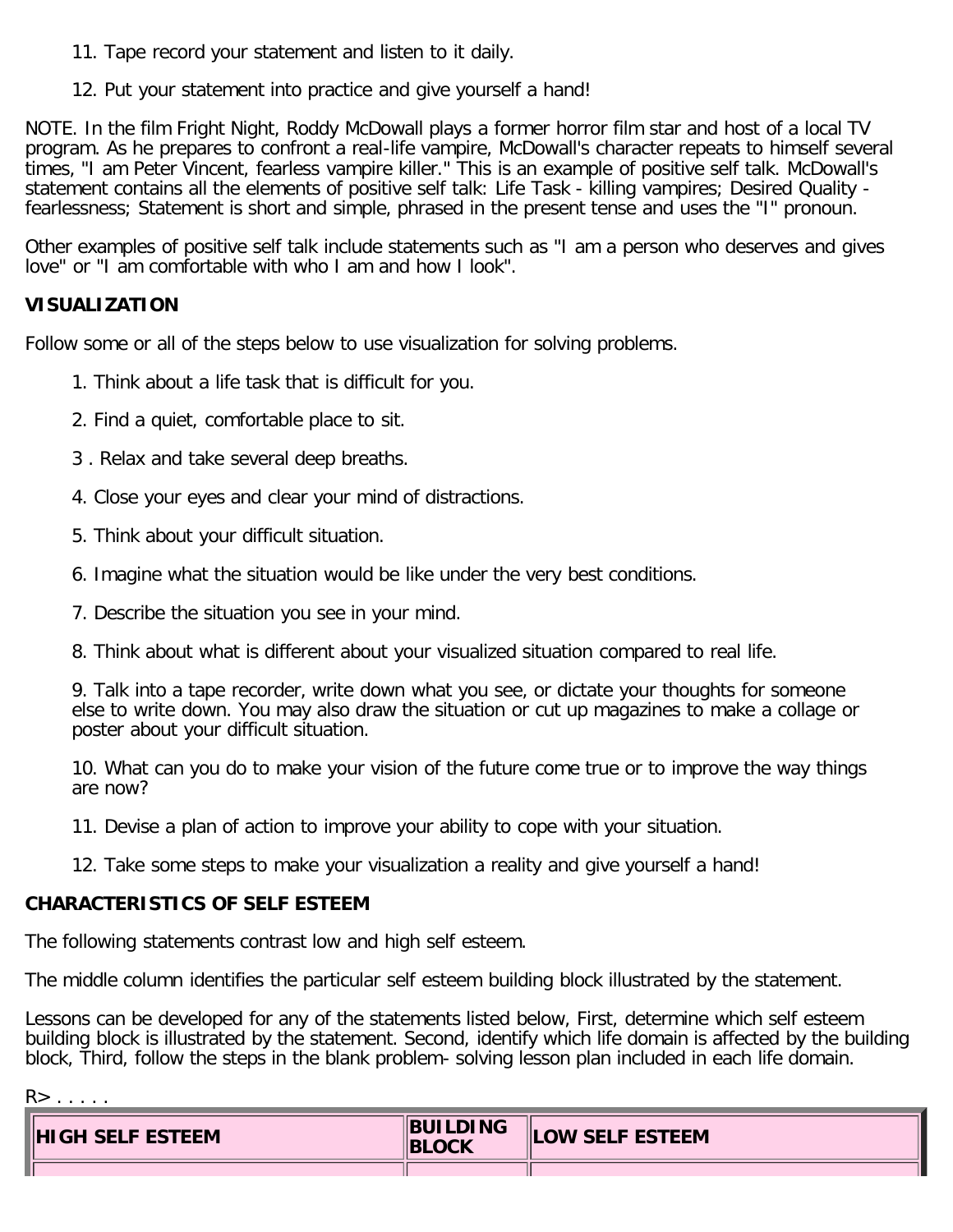11. Tape record your statement and listen to it daily.

12. Put your statement into practice and give yourself a hand!

NOTE. In the film Fright Night, Roddy McDowall plays a former horror film star and host of a local TV program. As he prepares to confront a real-life vampire, McDowall's character repeats to himself several times, "I am Peter Vincent, fearless vampire killer." This is an example of positive self talk. McDowall's statement contains all the elements of positive self talk: Life Task - killing vampires; Desired Quality - fearlessness; Statement is short and simple, phrased in the present tense and uses the "I" pronoun.

Other examples of positive self talk include statements such as "I am a person who deserves and gives love" or "I am comfortable with who I am and how I look".

**VISUALIZATION**

Follow some or all of the steps below to use visualization for solving problems.

1. Think about a life task that is difficult for you.

2. Find a quiet, comfortable place to sit.

3 . Relax and take several deep breaths.

4. Close your eyes and clear your mind of distractions.

5. Think about your difficult situation.

6. Imagine what the situation would be like under the very best conditions.

7. Describe the situation you see in your mind.

8. Think about what is different about your visualized situation compared to real life.

9. Talk into a tape recorder, write down what you see, or dictate your thoughts for someone else to write down. You may also draw the situation or cut up magazines to make a collage or poster about your difficult situation.

10. What can you do to make your vision of the future come true or to improve the way things are now?

11. Devise a plan of action to improve your ability to cope with your situation.

12. Take some steps to make your visualization a reality and give yourself a hand!

**CHARACTERISTICS OF SELF ESTEEM**

The following statements contrast low and high self esteem.

The middle column identifies the particular self esteem building block illustrated by the statement.

Lessons can be developed for any of the statements listed below, First, determine which self esteem building block is illustrated by the statement. Second, identify which life domain is affected by the building block, Third, follow the steps in the blank problem- solving lesson plan included in each life domain.

R> . . . . .

| HIGH SELF ESTEEM | BUILDING BLOCK | LOW SELF ESTEEM |
|---|---|---|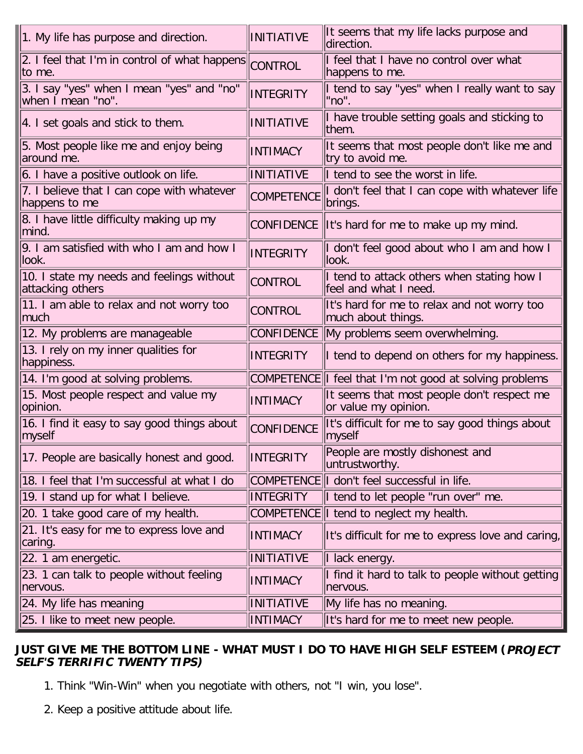| | | |
|---|---|---|
| 1. My life has purpose and direction. | INITIATIVE | It seems that my life lacks purpose and direction. |
| 2. I feel that I'm in control of what happens to me. | CONTROL | I feel that I have no control over what happens to me. |
| 3. I say "yes" when I mean "yes" and "no" when I mean "no". | INTEGRITY | I tend to say "yes" when I really want to say "no". |
| 4. I set goals and stick to them. | INITIATIVE | I have trouble setting goals and sticking to them. |
| 5. Most people like me and enjoy being around me. | INTIMACY | It seems that most people don't like me and try to avoid me. |
| 6. I have a positive outlook on life. | INITIATIVE | I tend to see the worst in life. |
| 7. I believe that I can cope with whatever happens to me | COMPETENCE | I don't feel that I can cope with whatever life brings. |
| 8. I have little difficulty making up my mind. | CONFIDENCE | It's hard for me to make up my mind. |
| 9. I am satisfied with who I am and how I look. | INTEGRITY | I don't feel good about who I am and how I look. |
| 10. I state my needs and feelings without attacking others | CONTROL | I tend to attack others when stating how I feel and what I need. |
| 11. I am able to relax and not worry too much | CONTROL | It's hard for me to relax and not worry too much about things. |
| 12. My problems are manageable | CONFIDENCE | My problems seem overwhelming. |
| 13. I rely on my inner qualities for happiness. | INTEGRITY | I tend to depend on others for my happiness. |
| 14. I'm good at solving problems. | COMPETENCE | I feel that I'm not good at solving problems |
| 15. Most people respect and value my opinion. | INTIMACY | It seems that most people don't respect me or value my opinion. |
| 16. I find it easy to say good things about myself | CONFIDENCE | It's difficult for me to say good things about myself |
| 17. People are basically honest and good. | INTEGRITY | People are mostly dishonest and untrustworthy. |
| 18. I feel that I'm successful at what I do | COMPETENCE | I don't feel successful in life. |
| 19. I stand up for what I believe. | INTEGRITY | I tend to let people "run over" me. |
| 20. 1 take good care of my health. | COMPETENCE | I tend to neglect my health. |
| 21. It's easy for me to express love and caring. | INTIMACY | It's difficult for me to express love and caring, |
| 22. 1 am energetic. | INITIATIVE | I lack energy. |
| 23. 1 can talk to people without feeling nervous. | INTIMACY | I find it hard to talk to people without getting nervous. |
| 24. My life has meaning | INITIATIVE | My life has no meaning. |
| 25. I like to meet new people. | INTIMACY | It's hard for me to meet new people. |

**JUST GIVE ME THE BOTTOM LINE - WHAT MUST I DO TO HAVE HIGH SELF ESTEEM (*PROJECT SELF'S TERRIFIC TWENTY TIPS)***

1. Think "Win-Win" when you negotiate with others, not "I win, you lose".
2. Keep a positive attitude about life.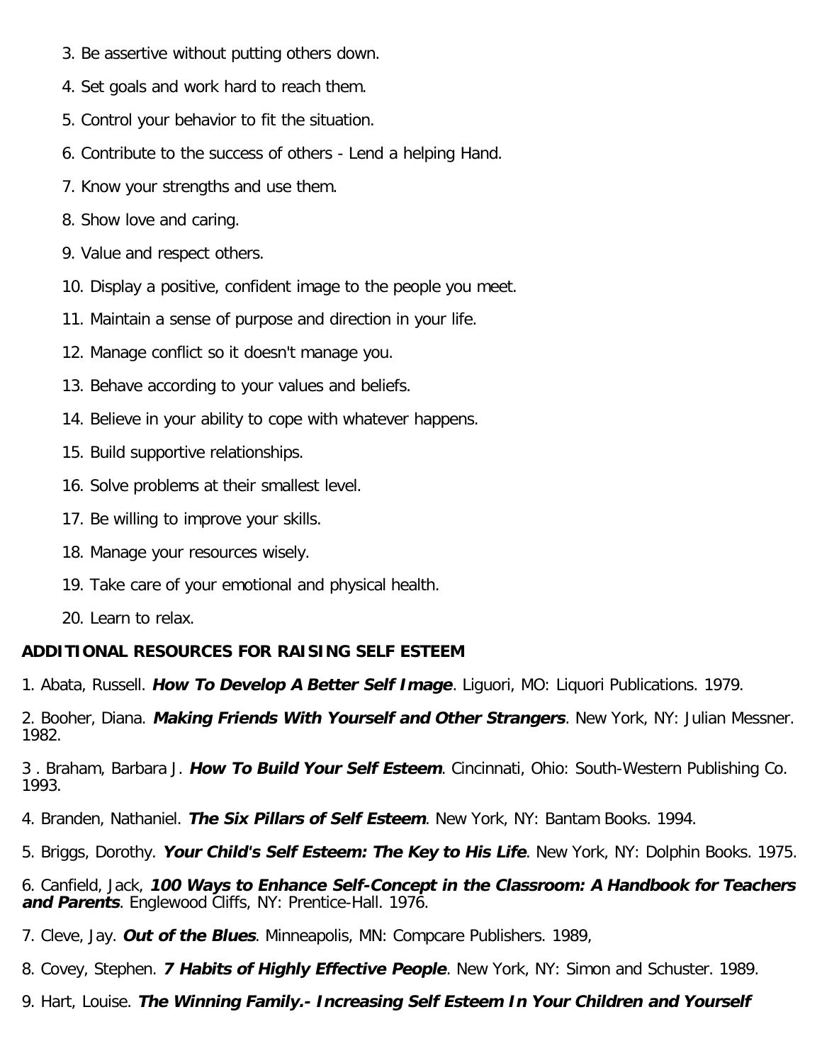3. Be assertive without putting others down.
4. Set goals and work hard to reach them.
5. Control your behavior to fit the situation.
6. Contribute to the success of others - Lend a helping Hand.
7. Know your strengths and use them.
8. Show love and caring.
9. Value and respect others.
10. Display a positive, confident image to the people you meet.
11. Maintain a sense of purpose and direction in your life.
12. Manage conflict so it doesn't manage you.
13. Behave according to your values and beliefs.
14. Believe in your ability to cope with whatever happens.
15. Build supportive relationships.
16. Solve problems at their smallest level.
17. Be willing to improve your skills.
18. Manage your resources wisely.
19. Take care of your emotional and physical health.
20. Learn to relax.

**ADDITIONAL RESOURCES FOR RAISING SELF ESTEEM**

1. Abata, Russell. ***How To Develop A Better Self Image***. Liguori, MO: Liquori Publications. 1979.

2. Booher, Diana. ***Making Friends With Yourself and Other Strangers***. New York, NY: Julian Messner. 1982.

3 . Braham, Barbara J. ***How To Build Your Self Esteem***. Cincinnati, Ohio: South-Western Publishing Co. 1993.

4. Branden, Nathaniel. ***The Six Pillars of Self Esteem***. New York, NY: Bantam Books. 1994.

5. Briggs, Dorothy. ***Your Child's Self Esteem: The Key to His Life***. New York, NY: Dolphin Books. 1975.

6. Canfield, Jack, ***100 Ways to Enhance Self-Concept in the Classroom: A Handbook for Teachers and Parents***. Englewood Cliffs, NY: Prentice-Hall. 1976.

7. Cleve, Jay. ***Out of the Blues***. Minneapolis, MN: Compcare Publishers. 1989,

8. Covey, Stephen. ***7 Habits of Highly Effective People***. New York, NY: Simon and Schuster. 1989.

9. Hart, Louise. ***The Winning Family.- Increasing Self Esteem In Your Children and Yourself***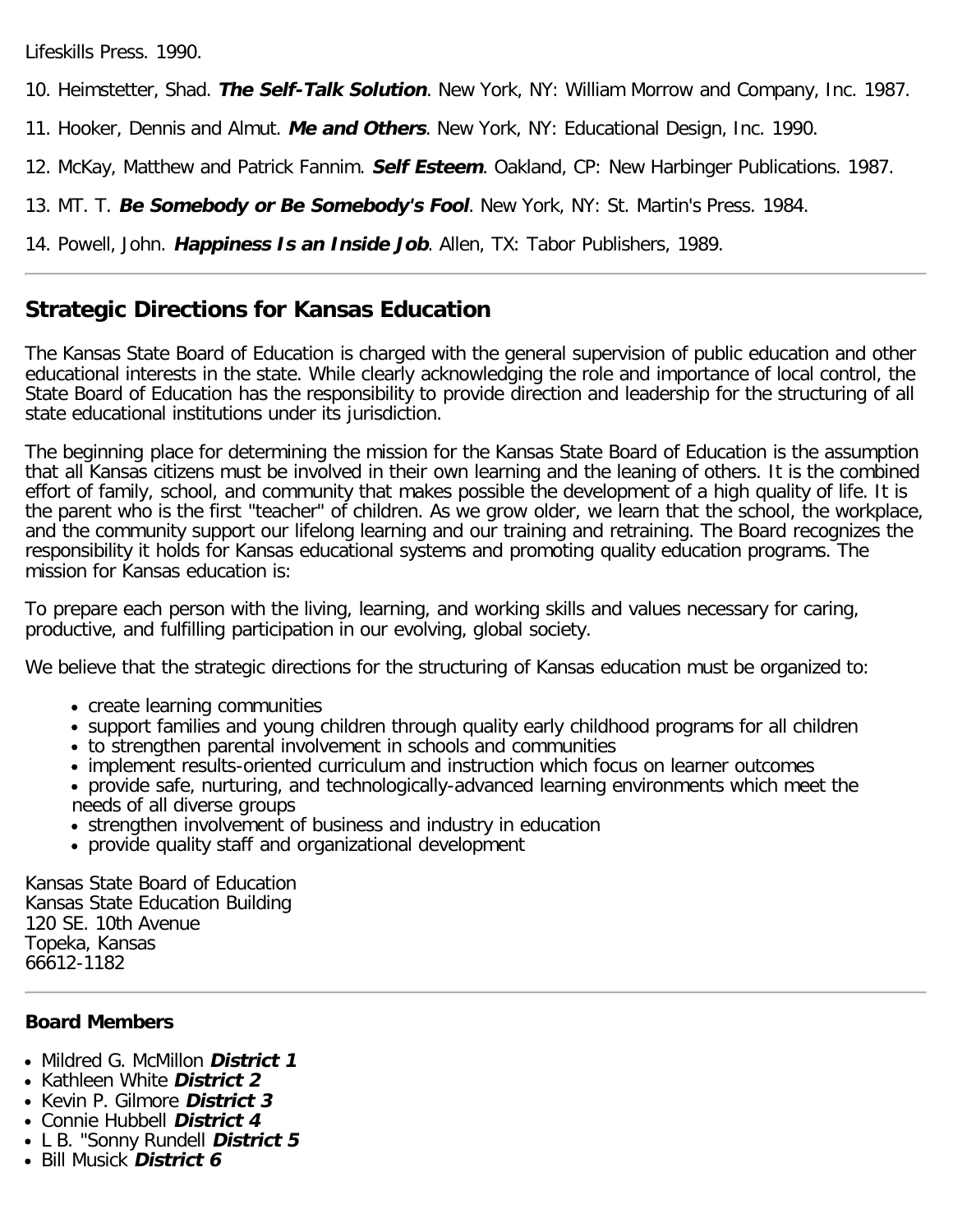Lifeskills Press. 1990.

10. Heimstetter, Shad. ***The Self-Talk Solution***. New York, NY: William Morrow and Company, Inc. 1987.

11. Hooker, Dennis and Almut. ***Me and Others***. New York, NY: Educational Design, Inc. 1990.

12. McKay, Matthew and Patrick Fannim. ***Self Esteem***. Oakland, CP: New Harbinger Publications. 1987.

13. MT. T. ***Be Somebody or Be Somebody's Fool***. New York, NY: St. Martin's Press. 1984.

14. Powell, John. ***Happiness Is an Inside Job***. Allen, TX: Tabor Publishers, 1989.

---

## Strategic Directions for Kansas Education

The Kansas State Board of Education is charged with the general supervision of public education and other educational interests in the state. While clearly acknowledging the role and importance of local control, the State Board of Education has the responsibility to provide direction and leadership for the structuring of all state educational institutions under its jurisdiction.

The beginning place for determining the mission for the Kansas State Board of Education is the assumption that all Kansas citizens must be involved in their own learning and the leaning of others. It is the combined effort of family, school, and community that makes possible the development of a high quality of life. It is the parent who is the first "teacher" of children. As we grow older, we learn that the school, the workplace, and the community support our lifelong learning and our training and retraining. The Board recognizes the responsibility it holds for Kansas educational systems and promoting quality education programs. The mission for Kansas education is:

To prepare each person with the living, learning, and working skills and values necessary for caring, productive, and fulfilling participation in our evolving, global society.

We believe that the strategic directions for the structuring of Kansas education must be organized to:

- create learning communities
- support families and young children through quality early childhood programs for all children
- to strengthen parental involvement in schools and communities
- implement results-oriented curriculum and instruction which focus on learner outcomes
- provide safe, nurturing, and technologically-advanced learning environments which meet the needs of all diverse groups
- strengthen involvement of business and industry in education
- provide quality staff and organizational development

Kansas State Board of Education
Kansas State Education Building
120 SE. 10th Avenue
Topeka, Kansas
66612-1182

---

**Board Members**

- Mildred G. McMillon ***District 1***
- Kathleen White ***District 2***
- Kevin P. Gilmore ***District 3***
- Connie Hubbell ***District 4***
- L B. "Sonny Rundell ***District 5***
- Bill Musick ***District 6***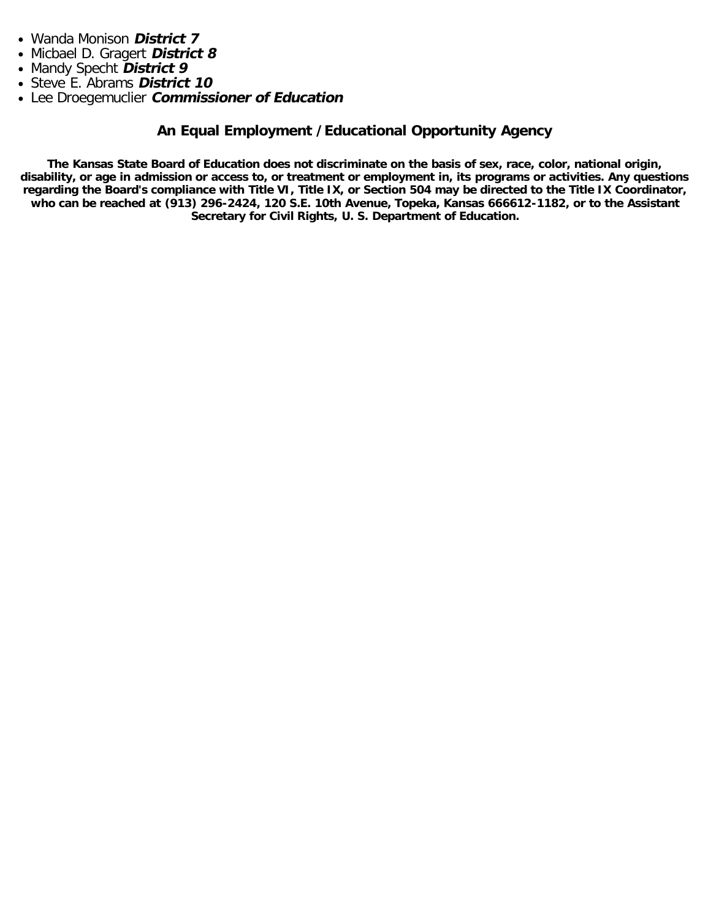- Wanda Monison ***District 7***
- Micbael D. Gragert ***District 8***
- Mandy Specht ***District 9***
- Steve E. Abrams ***District 10***
- Lee Droegemuclier ***Commissioner of Education***

## An Equal Employment / Educational Opportunity Agency

**The Kansas State Board of Education does not discriminate on the basis of sex, race, color, national origin, disability, or age in admission or access to, or treatment or employment in, its programs or activities. Any questions regarding the Board's compliance with Title VI, Title IX, or Section 504 may be directed to the Title IX Coordinator, who can be reached at (913) 296-2424, 120 S.E. 10th Avenue, Topeka, Kansas 666612-1182, or to the Assistant Secretary for Civil Rights, U. S. Department of Education.**